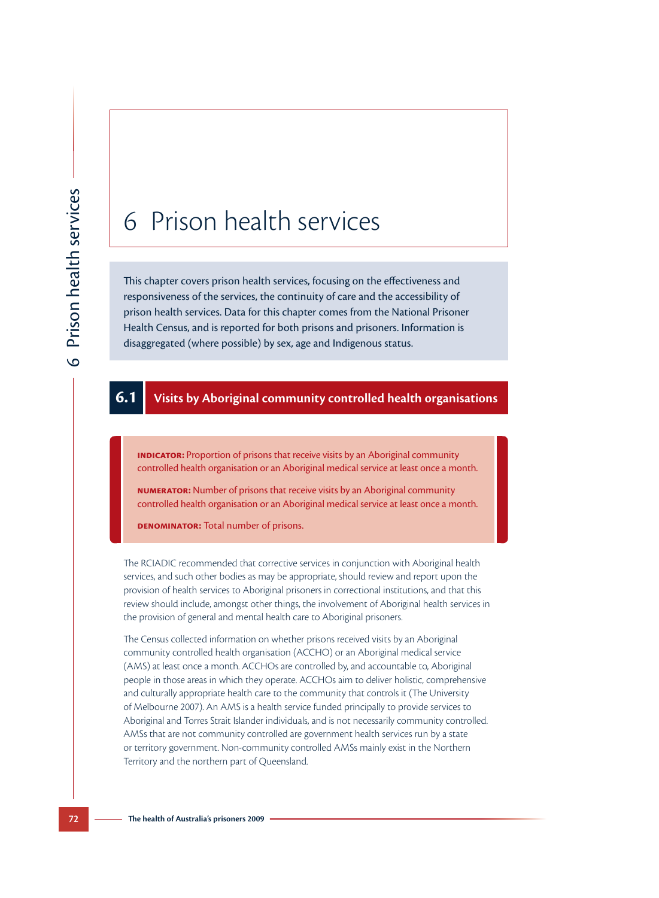# 6 Prison health services

This chapter covers prison health services, focusing on the effectiveness and responsiveness of the services, the continuity of care and the accessibility of prison health services. Data for this chapter comes from the National Prisoner Health Census, and is reported for both prisons and prisoners. Information is disaggregated (where possible) by sex, age and Indigenous status.

## 6.1 Visits by Aboriginal community controlled health organisations

**INDICATOR:** Proportion of prisons that receive visits by an Aboriginal community controlled health organisation or an Aboriginal medical service at least once a month.

**NUMERATOR:** Number of prisons that receive visits by an Aboriginal community controlled health organisation or an Aboriginal medical service at least once a month.

**DENOMINATOR:** Total number of prisons.

The RCIADIC recommended that corrective services in conjunction with Aboriginal health services, and such other bodies as may be appropriate, should review and report upon the provision of health services to Aboriginal prisoners in correctional institutions, and that this review should include, amongst other things, the involvement of Aboriginal health services in the provision of general and mental health care to Aboriginal prisoners.

The Census collected information on whether prisons received visits by an Aboriginal community controlled health organisation (ACCHO) or an Aboriginal medical service (AMS) at least once a month. ACCHOs are controlled by, and accountable to, Aboriginal people in those areas in which they operate. ACCHOs aim to deliver holistic, comprehensive and culturally appropriate health care to the community that controls it (The University of Melbourne 2007). An AMS is a health service funded principally to provide services to Aboriginal and Torres Strait Islander individuals, and is not necessarily community controlled. AMSs that are not community controlled are government health services run by a state or territory government. Non-community controlled AMSs mainly exist in the Northern Territory and the northern part of Queensland.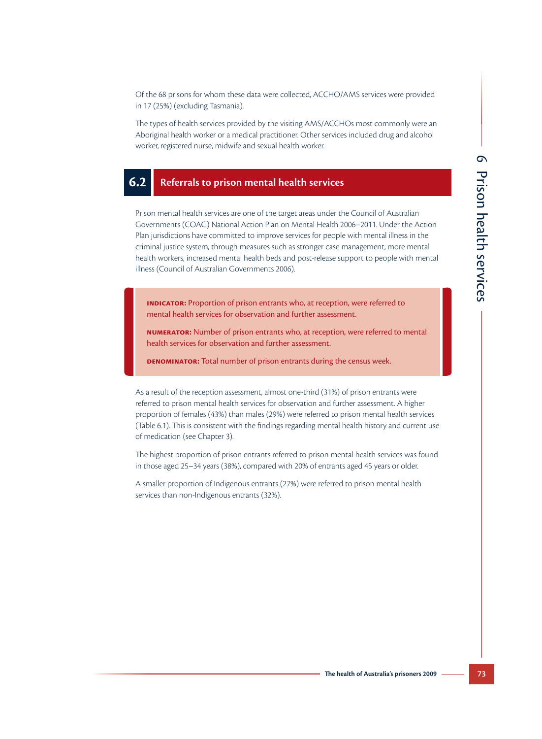Of the 68 prisons for whom these data were collected, ACCHO/AMS services were provided in 17 (25%) (excluding Tasmania).

The types of health services provided by the visiting AMS/ACCHOs most commonly were an Aboriginal health worker or a medical practitioner. Other services included drug and alcohol worker, registered nurse, midwife and sexual health worker.

## 6.2 Referrals to prison mental health services

Prison mental health services are one of the target areas under the Council of Australian Governments (COAG) National Action Plan on Mental Health 2006–2011. Under the Action Plan jurisdictions have committed to improve services for people with mental illness in the criminal justice system, through measures such as stronger case management, more mental health workers, increased mental health beds and post-release support to people with mental illness (Council of Australian Governments 2006).

> **INDICATOR:** Proportion of prison entrants who, at reception, were referred to mental health services for observation and further assessment.
>
> **NUMERATOR:** Number of prison entrants who, at reception, were referred to mental health services for observation and further assessment.
>
> **DENOMINATOR:** Total number of prison entrants during the census week.

As a result of the reception assessment, almost one-third (31%) of prison entrants were referred to prison mental health services for observation and further assessment. A higher proportion of females (43%) than males (29%) were referred to prison mental health services (Table 6.1). This is consistent with the findings regarding mental health history and current use of medication (see Chapter 3).

The highest proportion of prison entrants referred to prison mental health services was found in those aged 25–34 years (38%), compared with 20% of entrants aged 45 years or older.

A smaller proportion of Indigenous entrants (27%) were referred to prison mental health services than non-Indigenous entrants (32%).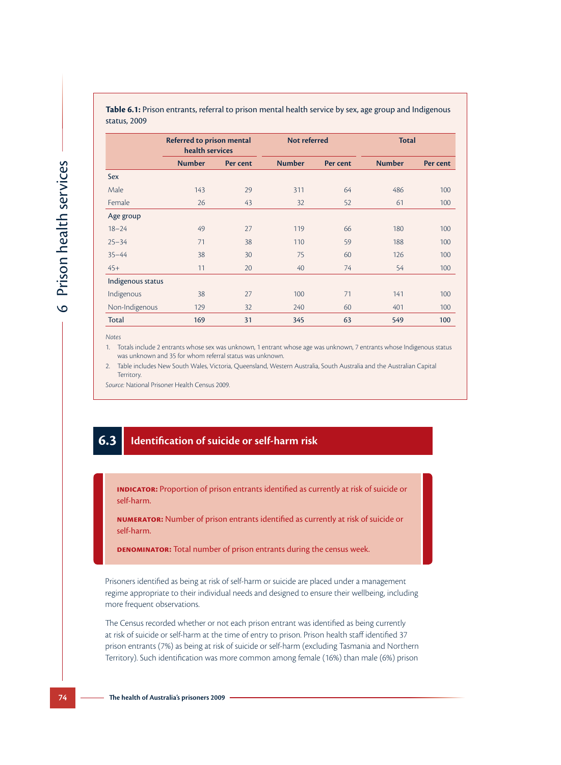**Table 6.1:** Prison entrants, referral to prison mental health service by sex, age group and Indigenous status, 2009

| | Referred to prison mental health services | | Not referred | | Total | |
|---|---|---|---|---|---|---|
| | Number | Per cent | Number | Per cent | Number | Per cent |
| Sex | | | | | | |
| Male | 143 | 29 | 311 | 64 | 486 | 100 |
| Female | 26 | 43 | 32 | 52 | 61 | 100 |
| Age group | | | | | | |
| 18–24 | 49 | 27 | 119 | 66 | 180 | 100 |
| 25–34 | 71 | 38 | 110 | 59 | 188 | 100 |
| 35–44 | 38 | 30 | 75 | 60 | 126 | 100 |
| 45+ | 11 | 20 | 40 | 74 | 54 | 100 |
| Indigenous status | | | | | | |
| Indigenous | 38 | 27 | 100 | 71 | 141 | 100 |
| Non-Indigenous | 129 | 32 | 240 | 60 | 401 | 100 |
| **Total** | **169** | **31** | **345** | **63** | **549** | **100** |

*Notes*

1. Totals include 2 entrants whose sex was unknown, 1 entrant whose age was unknown, 7 entrants whose Indigenous status was unknown and 35 for whom referral status was unknown.
2. Table includes New South Wales, Victoria, Queensland, Western Australia, South Australia and the Australian Capital Territory.

*Source:* National Prisoner Health Census 2009.

## 6.3 Identification of suicide or self-harm risk

**INDICATOR:** Proportion of prison entrants identified as currently at risk of suicide or self-harm.

**NUMERATOR:** Number of prison entrants identified as currently at risk of suicide or self-harm.

**DENOMINATOR:** Total number of prison entrants during the census week.

Prisoners identified as being at risk of self-harm or suicide are placed under a management regime appropriate to their individual needs and designed to ensure their wellbeing, including more frequent observations.

The Census recorded whether or not each prison entrant was identified as being currently at risk of suicide or self-harm at the time of entry to prison. Prison health staff identified 37 prison entrants (7%) as being at risk of suicide or self-harm (excluding Tasmania and Northern Territory). Such identification was more common among female (16%) than male (6%) prison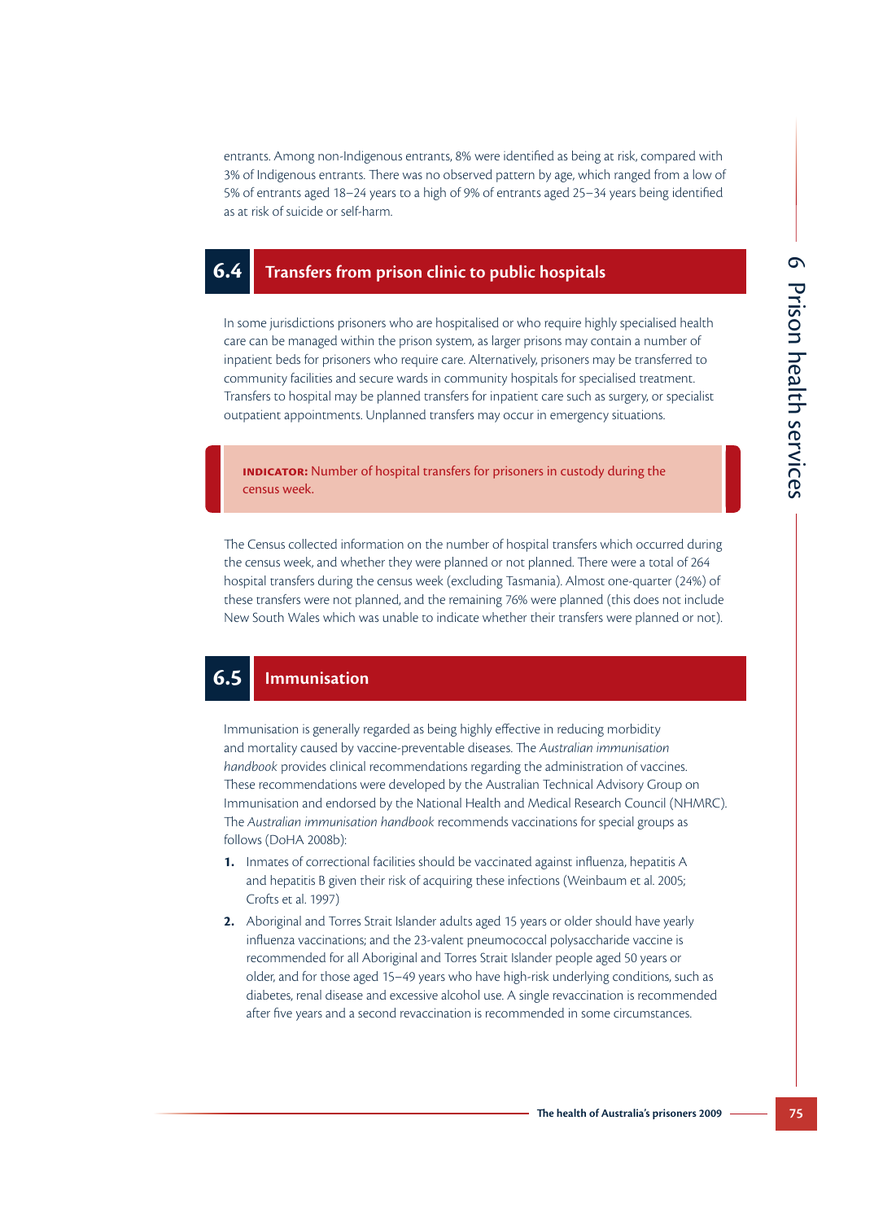entrants. Among non-Indigenous entrants, 8% were identified as being at risk, compared with 3% of Indigenous entrants. There was no observed pattern by age, which ranged from a low of 5% of entrants aged 18–24 years to a high of 9% of entrants aged 25–34 years being identified as at risk of suicide or self-harm.

## 6.4 Transfers from prison clinic to public hospitals

In some jurisdictions prisoners who are hospitalised or who require highly specialised health care can be managed within the prison system, as larger prisons may contain a number of inpatient beds for prisoners who require care. Alternatively, prisoners may be transferred to community facilities and secure wards in community hospitals for specialised treatment. Transfers to hospital may be planned transfers for inpatient care such as surgery, or specialist outpatient appointments. Unplanned transfers may occur in emergency situations.

> **INDICATOR:** Number of hospital transfers for prisoners in custody during the census week.

The Census collected information on the number of hospital transfers which occurred during the census week, and whether they were planned or not planned. There were a total of 264 hospital transfers during the census week (excluding Tasmania). Almost one-quarter (24%) of these transfers were not planned, and the remaining 76% were planned (this does not include New South Wales which was unable to indicate whether their transfers were planned or not).

## 6.5 Immunisation

Immunisation is generally regarded as being highly effective in reducing morbidity and mortality caused by vaccine-preventable diseases. The *Australian immunisation handbook* provides clinical recommendations regarding the administration of vaccines. These recommendations were developed by the Australian Technical Advisory Group on Immunisation and endorsed by the National Health and Medical Research Council (NHMRC). The *Australian immunisation handbook* recommends vaccinations for special groups as follows (DoHA 2008b):

1. Inmates of correctional facilities should be vaccinated against influenza, hepatitis A and hepatitis B given their risk of acquiring these infections (Weinbaum et al. 2005; Crofts et al. 1997)
2. Aboriginal and Torres Strait Islander adults aged 15 years or older should have yearly influenza vaccinations; and the 23-valent pneumococcal polysaccharide vaccine is recommended for all Aboriginal and Torres Strait Islander people aged 50 years or older, and for those aged 15–49 years who have high-risk underlying conditions, such as diabetes, renal disease and excessive alcohol use. A single revaccination is recommended after five years and a second revaccination is recommended in some circumstances.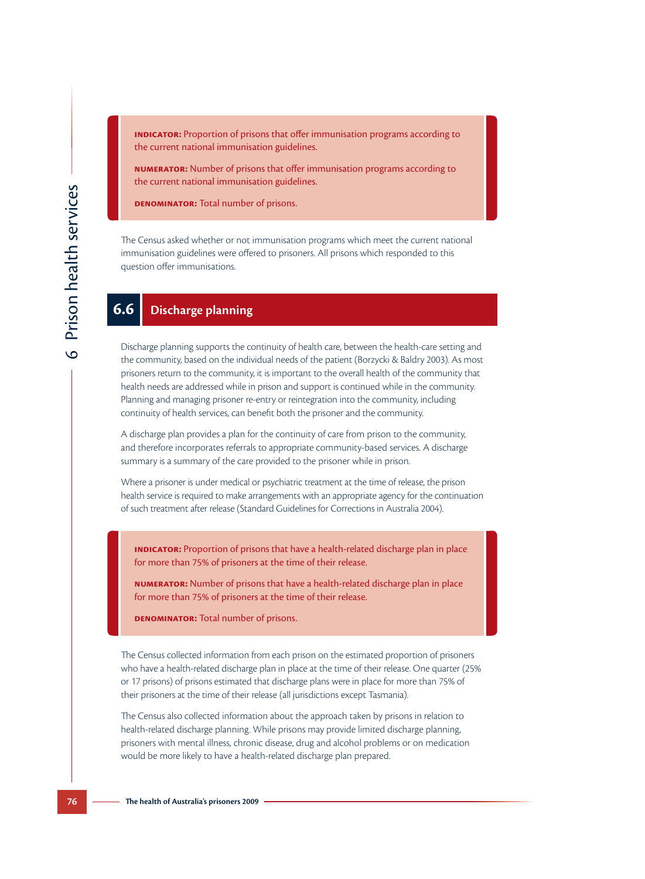**INDICATOR:** Proportion of prisons that offer immunisation programs according to the current national immunisation guidelines.

**NUMERATOR:** Number of prisons that offer immunisation programs according to the current national immunisation guidelines.

**DENOMINATOR:** Total number of prisons.

The Census asked whether or not immunisation programs which meet the current national immunisation guidelines were offered to prisoners. All prisons which responded to this question offer immunisations.

## 6.6 Discharge planning

Discharge planning supports the continuity of health care, between the health-care setting and the community, based on the individual needs of the patient (Borzycki & Baldry 2003). As most prisoners return to the community, it is important to the overall health of the community that health needs are addressed while in prison and support is continued while in the community. Planning and managing prisoner re-entry or reintegration into the community, including continuity of health services, can benefit both the prisoner and the community.

A discharge plan provides a plan for the continuity of care from prison to the community, and therefore incorporates referrals to appropriate community-based services. A discharge summary is a summary of the care provided to the prisoner while in prison.

Where a prisoner is under medical or psychiatric treatment at the time of release, the prison health service is required to make arrangements with an appropriate agency for the continuation of such treatment after release (Standard Guidelines for Corrections in Australia 2004).

**INDICATOR:** Proportion of prisons that have a health-related discharge plan in place for more than 75% of prisoners at the time of their release.

**NUMERATOR:** Number of prisons that have a health-related discharge plan in place for more than 75% of prisoners at the time of their release.

**DENOMINATOR:** Total number of prisons.

The Census collected information from each prison on the estimated proportion of prisoners who have a health-related discharge plan in place at the time of their release. One quarter (25% or 17 prisons) of prisons estimated that discharge plans were in place for more than 75% of their prisoners at the time of their release (all jurisdictions except Tasmania).

The Census also collected information about the approach taken by prisons in relation to health-related discharge planning. While prisons may provide limited discharge planning, prisoners with mental illness, chronic disease, drug and alcohol problems or on medication would be more likely to have a health-related discharge plan prepared.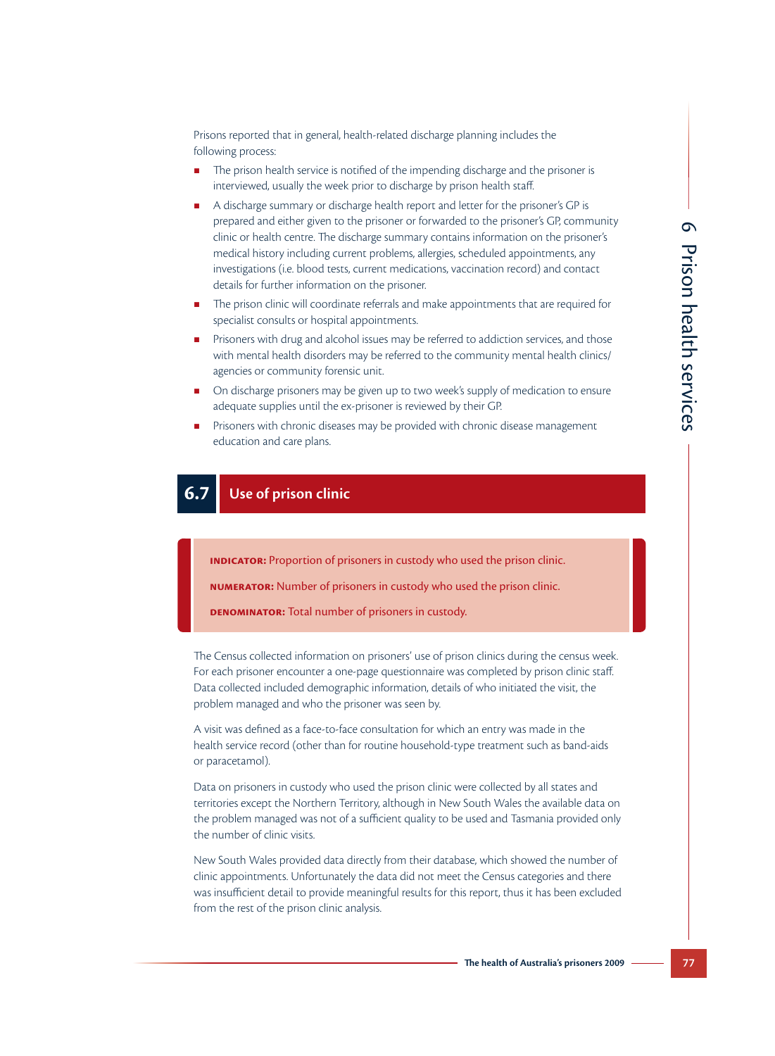Prisons reported that in general, health-related discharge planning includes the following process:

- The prison health service is notified of the impending discharge and the prisoner is interviewed, usually the week prior to discharge by prison health staff.
- A discharge summary or discharge health report and letter for the prisoner's GP is prepared and either given to the prisoner or forwarded to the prisoner's GP, community clinic or health centre. The discharge summary contains information on the prisoner's medical history including current problems, allergies, scheduled appointments, any investigations (i.e. blood tests, current medications, vaccination record) and contact details for further information on the prisoner.
- The prison clinic will coordinate referrals and make appointments that are required for specialist consults or hospital appointments.
- Prisoners with drug and alcohol issues may be referred to addiction services, and those with mental health disorders may be referred to the community mental health clinics/ agencies or community forensic unit.
- On discharge prisoners may be given up to two week's supply of medication to ensure adequate supplies until the ex-prisoner is reviewed by their GP.
- Prisoners with chronic diseases may be provided with chronic disease management education and care plans.

## 6.7 Use of prison clinic

**INDICATOR:** Proportion of prisoners in custody who used the prison clinic.

**NUMERATOR:** Number of prisoners in custody who used the prison clinic.

**DENOMINATOR:** Total number of prisoners in custody.

The Census collected information on prisoners' use of prison clinics during the census week. For each prisoner encounter a one-page questionnaire was completed by prison clinic staff. Data collected included demographic information, details of who initiated the visit, the problem managed and who the prisoner was seen by.

A visit was defined as a face-to-face consultation for which an entry was made in the health service record (other than for routine household-type treatment such as band-aids or paracetamol).

Data on prisoners in custody who used the prison clinic were collected by all states and territories except the Northern Territory, although in New South Wales the available data on the problem managed was not of a sufficient quality to be used and Tasmania provided only the number of clinic visits.

New South Wales provided data directly from their database, which showed the number of clinic appointments. Unfortunately the data did not meet the Census categories and there was insufficient detail to provide meaningful results for this report, thus it has been excluded from the rest of the prison clinic analysis.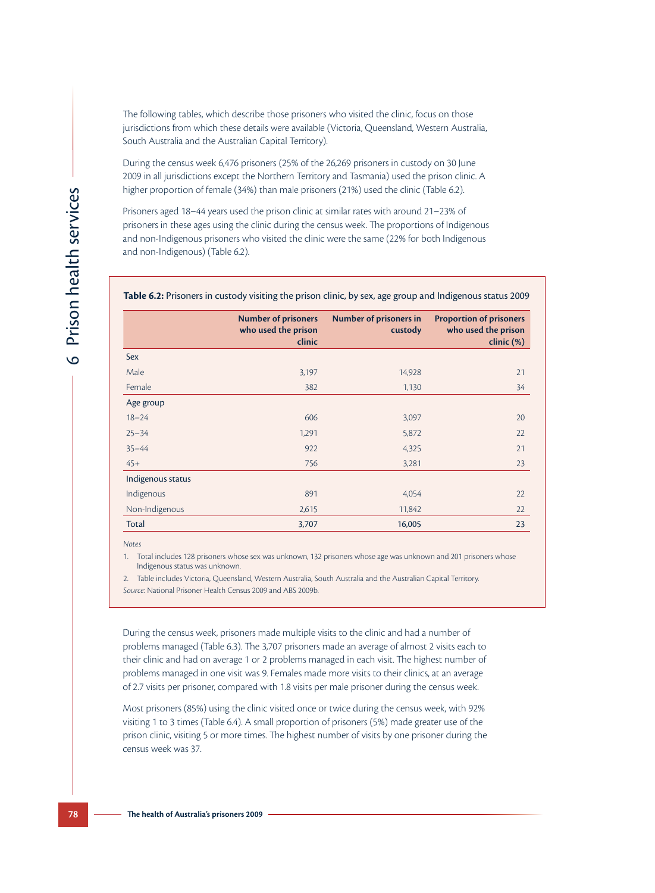The following tables, which describe those prisoners who visited the clinic, focus on those jurisdictions from which these details were available (Victoria, Queensland, Western Australia, South Australia and the Australian Capital Territory).

During the census week 6,476 prisoners (25% of the 26,269 prisoners in custody on 30 June 2009 in all jurisdictions except the Northern Territory and Tasmania) used the prison clinic. A higher proportion of female (34%) than male prisoners (21%) used the clinic (Table 6.2).

Prisoners aged 18–44 years used the prison clinic at similar rates with around 21–23% of prisoners in these ages using the clinic during the census week. The proportions of Indigenous and non-Indigenous prisoners who visited the clinic were the same (22% for both Indigenous and non-Indigenous) (Table 6.2).

**Table 6.2:** Prisoners in custody visiting the prison clinic, by sex, age group and Indigenous status 2009

| | Number of prisoners who used the prison clinic | Number of prisoners in custody | Proportion of prisoners who used the prison clinic (%) |
|---|---|---|---|
| Sex | | | |
| Male | 3,197 | 14,928 | 21 |
| Female | 382 | 1,130 | 34 |
| Age group | | | |
| 18–24 | 606 | 3,097 | 20 |
| 25–34 | 1,291 | 5,872 | 22 |
| 35–44 | 922 | 4,325 | 21 |
| 45+ | 756 | 3,281 | 23 |
| Indigenous status | | | |
| Indigenous | 891 | 4,054 | 22 |
| Non-Indigenous | 2,615 | 11,842 | 22 |
| **Total** | **3,707** | **16,005** | **23** |

*Notes*

1. Total includes 128 prisoners whose sex was unknown, 132 prisoners whose age was unknown and 201 prisoners whose Indigenous status was unknown.
2. Table includes Victoria, Queensland, Western Australia, South Australia and the Australian Capital Territory.

*Source:* National Prisoner Health Census 2009 and ABS 2009b.

During the census week, prisoners made multiple visits to the clinic and had a number of problems managed (Table 6.3). The 3,707 prisoners made an average of almost 2 visits each to their clinic and had on average 1 or 2 problems managed in each visit. The highest number of problems managed in one visit was 9. Females made more visits to their clinics, at an average of 2.7 visits per prisoner, compared with 1.8 visits per male prisoner during the census week.

Most prisoners (85%) using the clinic visited once or twice during the census week, with 92% visiting 1 to 3 times (Table 6.4). A small proportion of prisoners (5%) made greater use of the prison clinic, visiting 5 or more times. The highest number of visits by one prisoner during the census week was 37.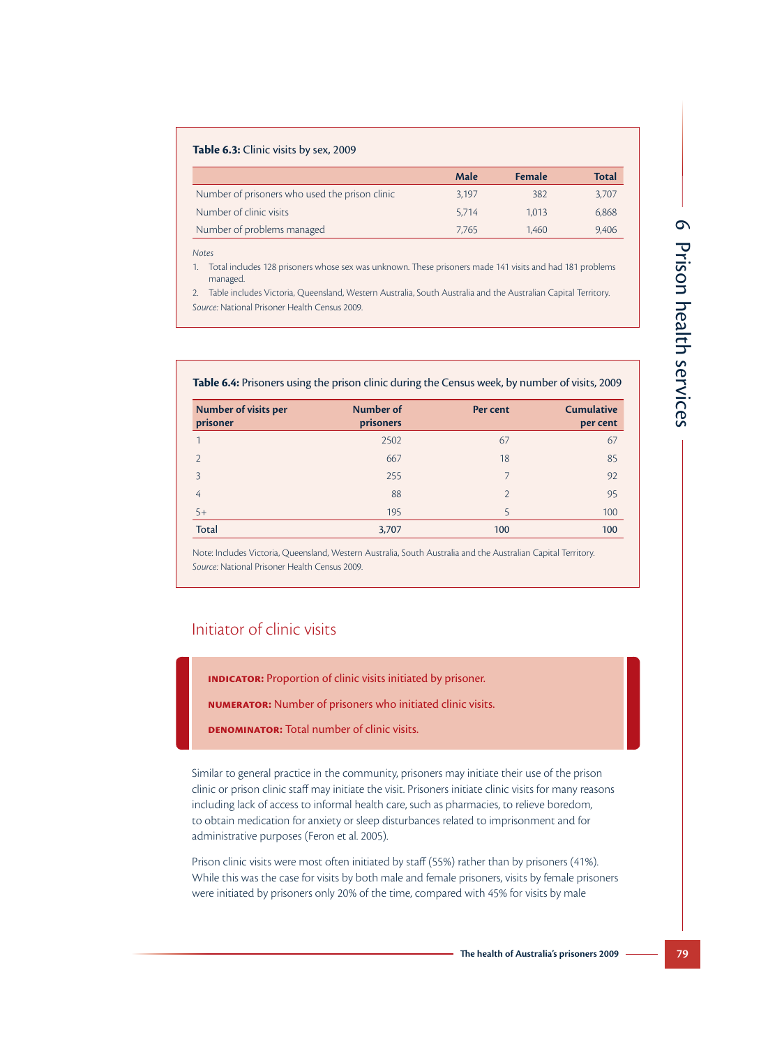**Table 6.3:** Clinic visits by sex, 2009

| | Male | Female | Total |
|---|---|---|---|
| Number of prisoners who used the prison clinic | 3,197 | 382 | 3,707 |
| Number of clinic visits | 5,714 | 1,013 | 6,868 |
| Number of problems managed | 7,765 | 1,460 | 9,406 |

*Notes*

1. Total includes 128 prisoners whose sex was unknown. These prisoners made 141 visits and had 181 problems managed.
2. Table includes Victoria, Queensland, Western Australia, South Australia and the Australian Capital Territory.

*Source:* National Prisoner Health Census 2009.

**Table 6.4:** Prisoners using the prison clinic during the Census week, by number of visits, 2009

| Number of visits per prisoner | Number of prisoners | Per cent | Cumulative per cent |
|---|---|---|---|
| 1 | 2502 | 67 | 67 |
| 2 | 667 | 18 | 85 |
| 3 | 255 | 7 | 92 |
| 4 | 88 | 2 | 95 |
| 5+ | 195 | 5 | 100 |
| **Total** | **3,707** | **100** | **100** |

Note: Includes Victoria, Queensland, Western Australia, South Australia and the Australian Capital Territory.

*Source:* National Prisoner Health Census 2009.

## Initiator of clinic visits

**INDICATOR:** Proportion of clinic visits initiated by prisoner.

**NUMERATOR:** Number of prisoners who initiated clinic visits.

**DENOMINATOR:** Total number of clinic visits.

Similar to general practice in the community, prisoners may initiate their use of the prison clinic or prison clinic staff may initiate the visit. Prisoners initiate clinic visits for many reasons including lack of access to informal health care, such as pharmacies, to relieve boredom, to obtain medication for anxiety or sleep disturbances related to imprisonment and for administrative purposes (Feron et al. 2005).

Prison clinic visits were most often initiated by staff (55%) rather than by prisoners (41%). While this was the case for visits by both male and female prisoners, visits by female prisoners were initiated by prisoners only 20% of the time, compared with 45% for visits by male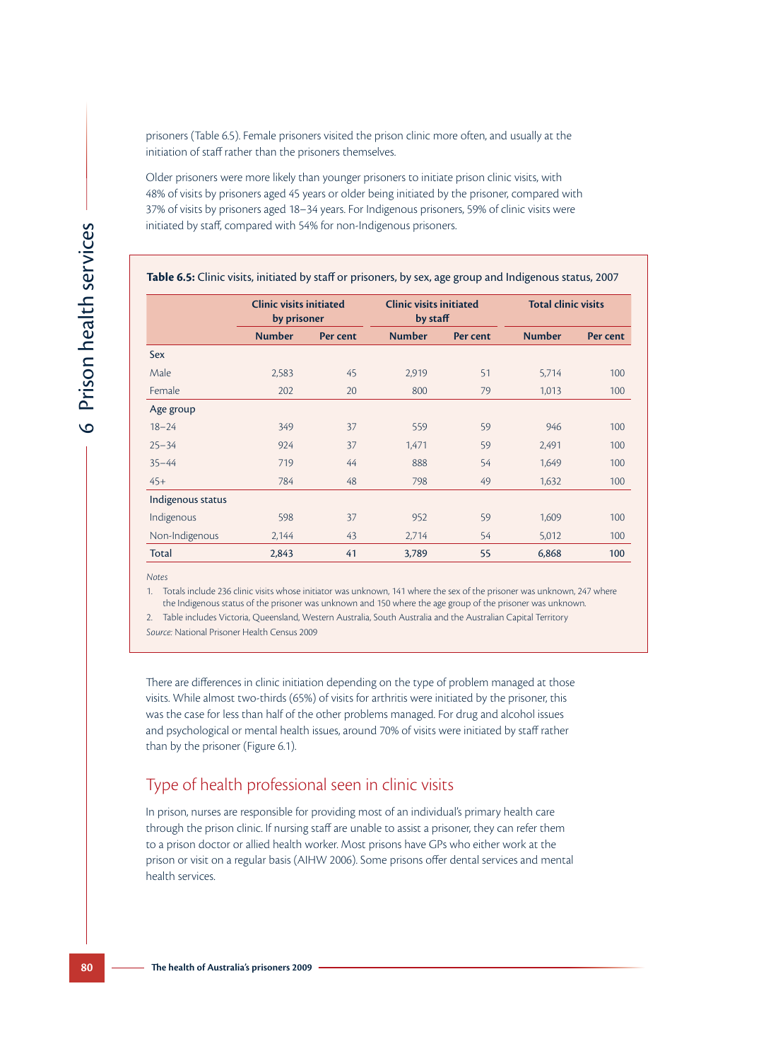prisoners (Table 6.5). Female prisoners visited the prison clinic more often, and usually at the initiation of staff rather than the prisoners themselves.

Older prisoners were more likely than younger prisoners to initiate prison clinic visits, with 48% of visits by prisoners aged 45 years or older being initiated by the prisoner, compared with 37% of visits by prisoners aged 18–34 years. For Indigenous prisoners, 59% of clinic visits were initiated by staff, compared with 54% for non-Indigenous prisoners.

**Table 6.5:** Clinic visits, initiated by staff or prisoners, by sex, age group and Indigenous status, 2007

| | Clinic visits initiated by prisoner | | Clinic visits initiated by staff | | Total clinic visits | |
|---|---|---|---|---|---|---|
| | Number | Per cent | Number | Per cent | Number | Per cent |
| **Sex** | | | | | | |
| Male | 2,583 | 45 | 2,919 | 51 | 5,714 | 100 |
| Female | 202 | 20 | 800 | 79 | 1,013 | 100 |
| **Age group** | | | | | | |
| 18–24 | 349 | 37 | 559 | 59 | 946 | 100 |
| 25–34 | 924 | 37 | 1,471 | 59 | 2,491 | 100 |
| 35–44 | 719 | 44 | 888 | 54 | 1,649 | 100 |
| 45+ | 784 | 48 | 798 | 49 | 1,632 | 100 |
| **Indigenous status** | | | | | | |
| Indigenous | 598 | 37 | 952 | 59 | 1,609 | 100 |
| Non-Indigenous | 2,144 | 43 | 2,714 | 54 | 5,012 | 100 |
| **Total** | **2,843** | **41** | **3,789** | **55** | **6,868** | **100** |

*Notes*

1. Totals include 236 clinic visits whose initiator was unknown, 141 where the sex of the prisoner was unknown, 247 where the Indigenous status of the prisoner was unknown and 150 where the age group of the prisoner was unknown.
2. Table includes Victoria, Queensland, Western Australia, South Australia and the Australian Capital Territory

*Source:* National Prisoner Health Census 2009

There are differences in clinic initiation depending on the type of problem managed at those visits. While almost two-thirds (65%) of visits for arthritis were initiated by the prisoner, this was the case for less than half of the other problems managed. For drug and alcohol issues and psychological or mental health issues, around 70% of visits were initiated by staff rather than by the prisoner (Figure 6.1).

## Type of health professional seen in clinic visits

In prison, nurses are responsible for providing most of an individual's primary health care through the prison clinic. If nursing staff are unable to assist a prisoner, they can refer them to a prison doctor or allied health worker. Most prisons have GPs who either work at the prison or visit on a regular basis (AIHW 2006). Some prisons offer dental services and mental health services.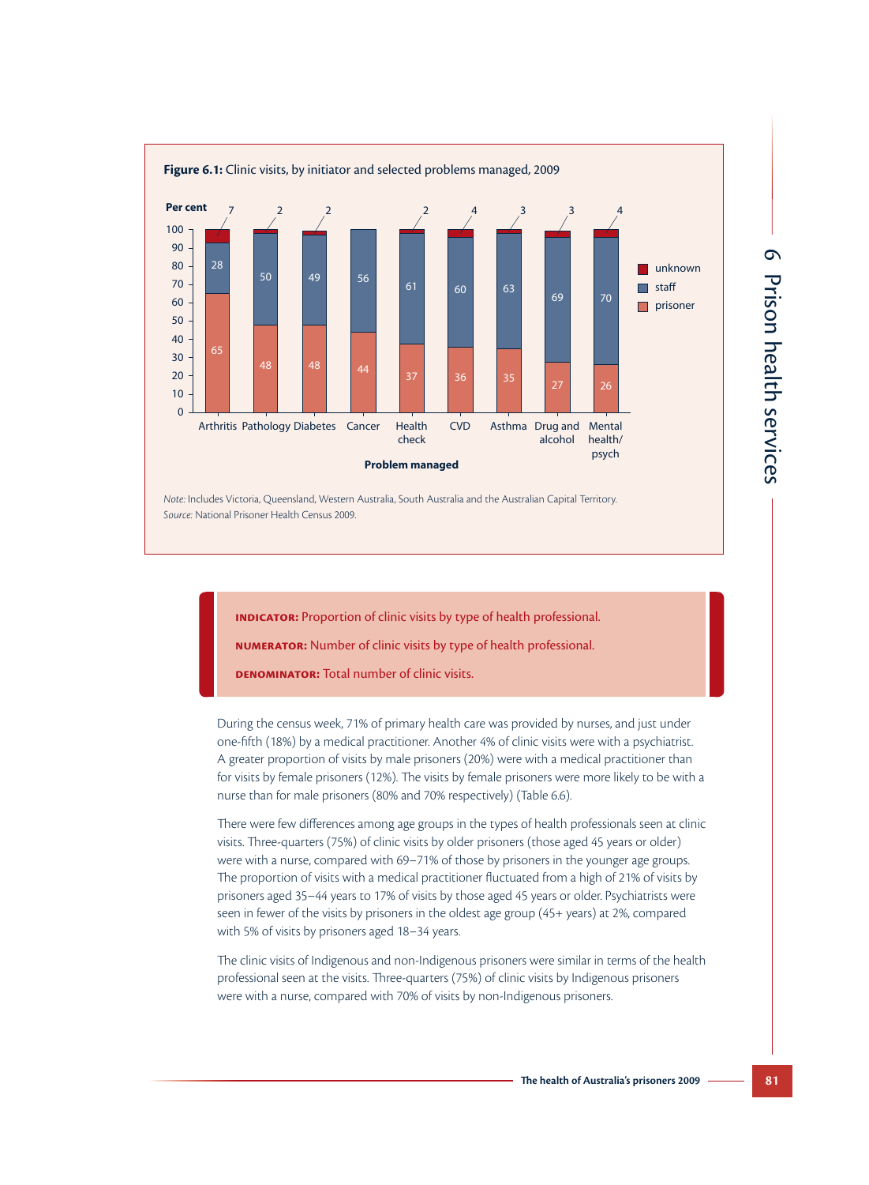**Figure 6.1:** Clinic visits, by initiator and selected problems managed, 2009

| Problem managed | prisoner (%) | staff (%) | unknown (%) |
|---|---|---|---|
| Arthritis | 65 | 28 | 7 |
| Pathology | 48 | 50 | 2 |
| Diabetes | 48 | 49 | 2 |
| Cancer | 44 | 56 | |
| Health check | 37 | 61 | 2 |
| CVD | 36 | 60 | 4 |
| Asthma | 35 | 63 | 3 |
| Drug and alcohol | 27 | 69 | 3 |
| Mental health/ psych | 26 | 70 | 4 |

*Note:* Includes Victoria, Queensland, Western Australia, South Australia and the Australian Capital Territory.
*Source:* National Prisoner Health Census 2009.

> **INDICATOR:** Proportion of clinic visits by type of health professional.
>
> **NUMERATOR:** Number of clinic visits by type of health professional.
>
> **DENOMINATOR:** Total number of clinic visits.

During the census week, 71% of primary health care was provided by nurses, and just under one-fifth (18%) by a medical practitioner. Another 4% of clinic visits were with a psychiatrist. A greater proportion of visits by male prisoners (20%) were with a medical practitioner than for visits by female prisoners (12%). The visits by female prisoners were more likely to be with a nurse than for male prisoners (80% and 70% respectively) (Table 6.6).

There were few differences among age groups in the types of health professionals seen at clinic visits. Three-quarters (75%) of clinic visits by older prisoners (those aged 45 years or older) were with a nurse, compared with 69–71% of those by prisoners in the younger age groups. The proportion of visits with a medical practitioner fluctuated from a high of 21% of visits by prisoners aged 35–44 years to 17% of visits by those aged 45 years or older. Psychiatrists were seen in fewer of the visits by prisoners in the oldest age group (45+ years) at 2%, compared with 5% of visits by prisoners aged 18–34 years.

The clinic visits of Indigenous and non-Indigenous prisoners were similar in terms of the health professional seen at the visits. Three-quarters (75%) of clinic visits by Indigenous prisoners were with a nurse, compared with 70% of visits by non-Indigenous prisoners.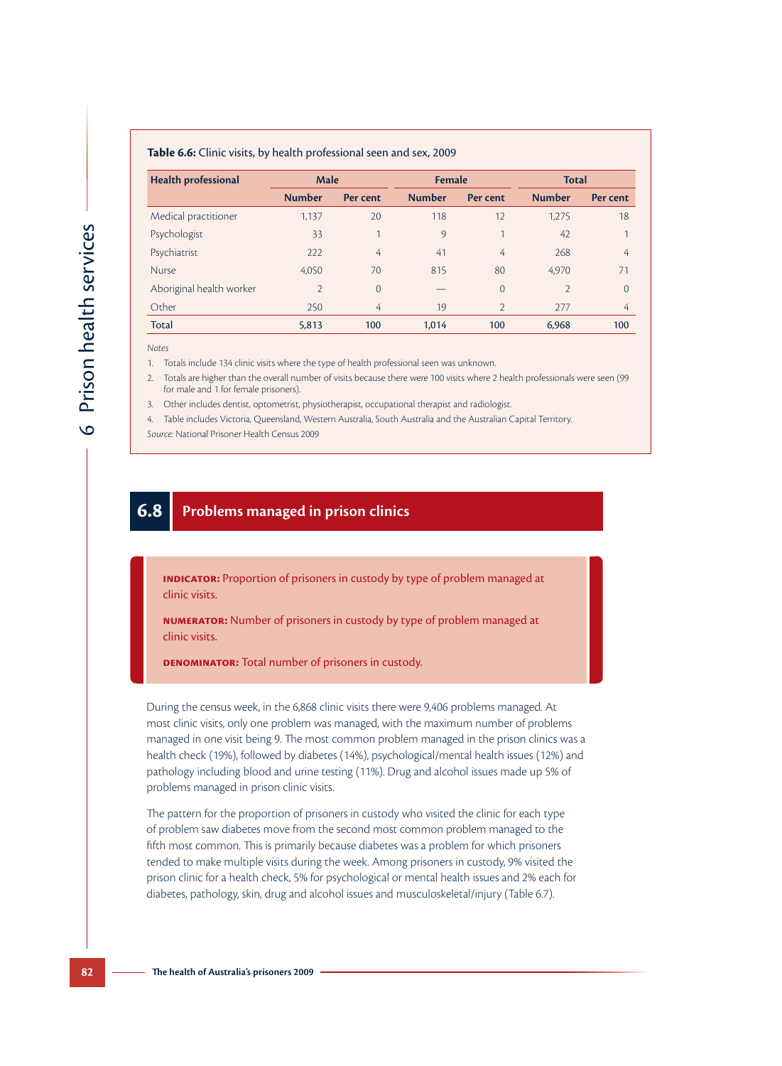**Table 6.6:** Clinic visits, by health professional seen and sex, 2009

| Health professional | Male | | Female | | Total | |
|---|---|---|---|---|---|---|
| | Number | Per cent | Number | Per cent | Number | Per cent |
| Medical practitioner | 1,137 | 20 | 118 | 12 | 1,275 | 18 |
| Psychologist | 33 | 1 | 9 | 1 | 42 | 1 |
| Psychiatrist | 222 | 4 | 41 | 4 | 268 | 4 |
| Nurse | 4,050 | 70 | 815 | 80 | 4,970 | 71 |
| Aboriginal health worker | 2 | 0 | — | 0 | 2 | 0 |
| Other | 250 | 4 | 19 | 2 | 277 | 4 |
| **Total** | **5,813** | **100** | **1,014** | **100** | **6,968** | **100** |

*Notes*

1. Totals include 134 clinic visits where the type of health professional seen was unknown.
2. Totals are higher than the overall number of visits because there were 100 visits where 2 health professionals were seen (99 for male and 1 for female prisoners).
3. Other includes dentist, optometrist, physiotherapist, occupational therapist and radiologist.
4. Table includes Victoria, Queensland, Western Australia, South Australia and the Australian Capital Territory.

*Source:* National Prisoner Health Census 2009

## 6.8 Problems managed in prison clinics

**INDICATOR:** Proportion of prisoners in custody by type of problem managed at clinic visits.

**NUMERATOR:** Number of prisoners in custody by type of problem managed at clinic visits.

**DENOMINATOR:** Total number of prisoners in custody.

During the census week, in the 6,868 clinic visits there were 9,406 problems managed. At most clinic visits, only one problem was managed, with the maximum number of problems managed in one visit being 9. The most common problem managed in the prison clinics was a health check (19%), followed by diabetes (14%), psychological/mental health issues (12%) and pathology including blood and urine testing (11%). Drug and alcohol issues made up 5% of problems managed in prison clinic visits.

The pattern for the proportion of prisoners in custody who visited the clinic for each type of problem saw diabetes move from the second most common problem managed to the fifth most common. This is primarily because diabetes was a problem for which prisoners tended to make multiple visits during the week. Among prisoners in custody, 9% visited the prison clinic for a health check, 5% for psychological or mental health issues and 2% each for diabetes, pathology, skin, drug and alcohol issues and musculoskeletal/injury (Table 6.7).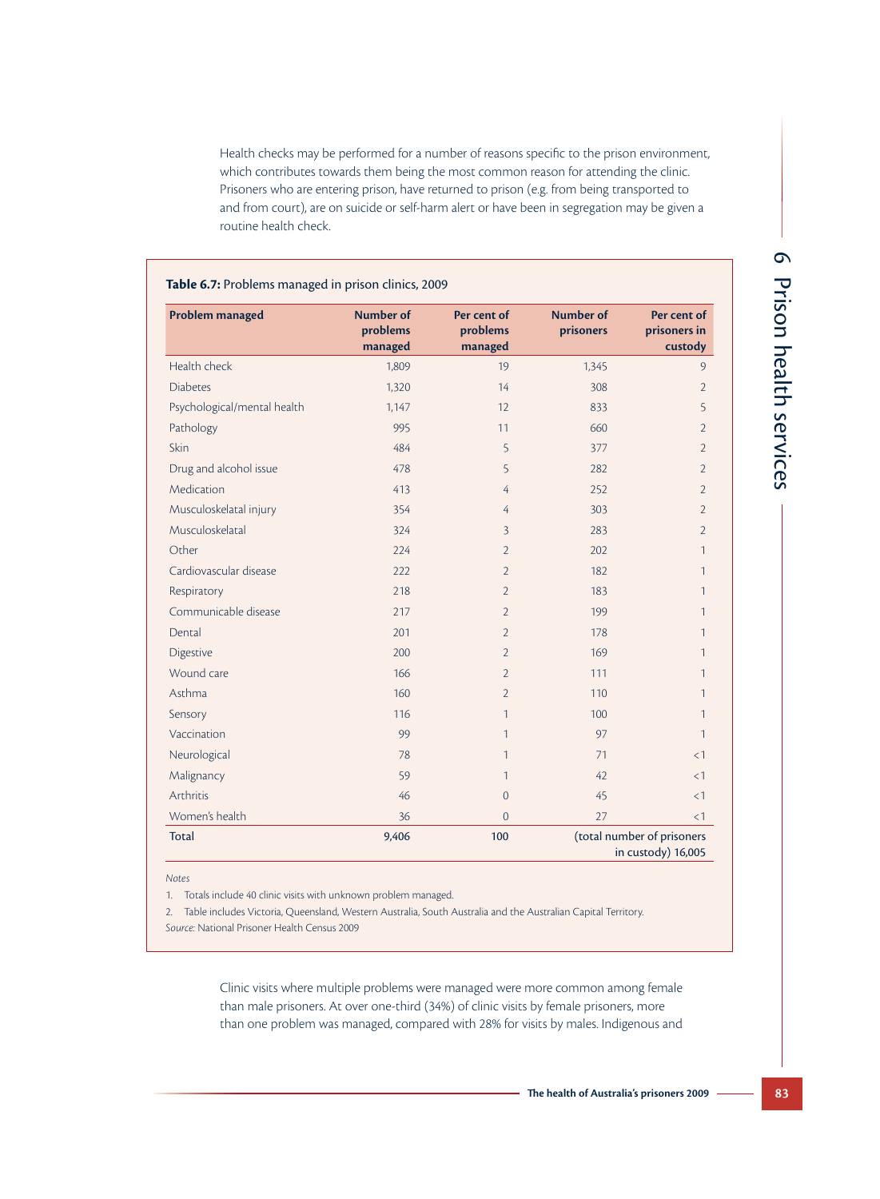Health checks may be performed for a number of reasons specific to the prison environment, which contributes towards them being the most common reason for attending the clinic. Prisoners who are entering prison, have returned to prison (e.g. from being transported to and from court), are on suicide or self-harm alert or have been in segregation may be given a routine health check.

**Table 6.7:** Problems managed in prison clinics, 2009

| Problem managed | Number of problems managed | Per cent of problems managed | Number of prisoners | Per cent of prisoners in custody |
|---|---|---|---|---|
| Health check | 1,809 | 19 | 1,345 | 9 |
| Diabetes | 1,320 | 14 | 308 | 2 |
| Psychological/mental health | 1,147 | 12 | 833 | 5 |
| Pathology | 995 | 11 | 660 | 2 |
| Skin | 484 | 5 | 377 | 2 |
| Drug and alcohol issue | 478 | 5 | 282 | 2 |
| Medication | 413 | 4 | 252 | 2 |
| Musculoskelatal injury | 354 | 4 | 303 | 2 |
| Musculoskelatal | 324 | 3 | 283 | 2 |
| Other | 224 | 2 | 202 | 1 |
| Cardiovascular disease | 222 | 2 | 182 | 1 |
| Respiratory | 218 | 2 | 183 | 1 |
| Communicable disease | 217 | 2 | 199 | 1 |
| Dental | 201 | 2 | 178 | 1 |
| Digestive | 200 | 2 | 169 | 1 |
| Wound care | 166 | 2 | 111 | 1 |
| Asthma | 160 | 2 | 110 | 1 |
| Sensory | 116 | 1 | 100 | 1 |
| Vaccination | 99 | 1 | 97 | 1 |
| Neurological | 78 | 1 | 71 | <1 |
| Malignancy | 59 | 1 | 42 | <1 |
| Arthritis | 46 | 0 | 45 | <1 |
| Women's health | 36 | 0 | 27 | <1 |
| **Total** | **9,406** | **100** | (total number of prisoners in custody) 16,005 | |

*Notes*

1. Totals include 40 clinic visits with unknown problem managed.
2. Table includes Victoria, Queensland, Western Australia, South Australia and the Australian Capital Territory.

*Source:* National Prisoner Health Census 2009

Clinic visits where multiple problems were managed were more common among female than male prisoners. At over one-third (34%) of clinic visits by female prisoners, more than one problem was managed, compared with 28% for visits by males. Indigenous and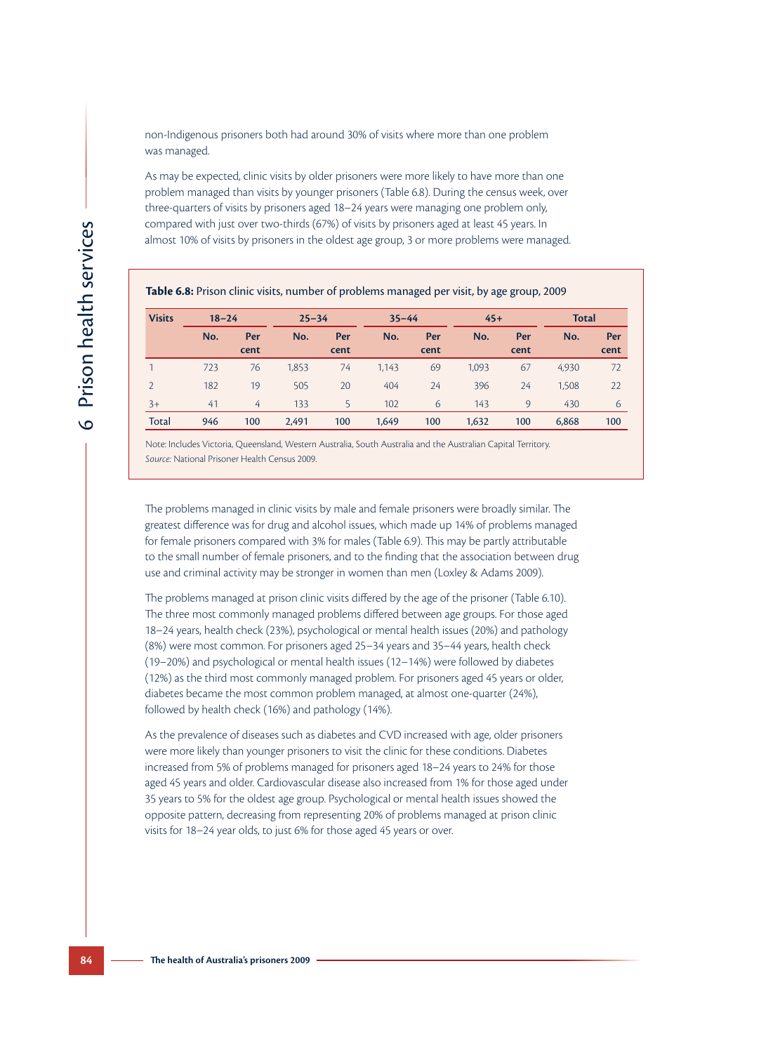non-Indigenous prisoners both had around 30% of visits where more than one problem was managed.

As may be expected, clinic visits by older prisoners were more likely to have more than one problem managed than visits by younger prisoners (Table 6.8). During the census week, over three-quarters of visits by prisoners aged 18–24 years were managing one problem only, compared with just over two-thirds (67%) of visits by prisoners aged at least 45 years. In almost 10% of visits by prisoners in the oldest age group, 3 or more problems were managed.

**Table 6.8:** Prison clinic visits, number of problems managed per visit, by age group, 2009

| Visits | 18–24 | | 25–34 | | 35–44 | | 45+ | | Total | |
|---|---|---|---|---|---|---|---|---|---|---|
| | No. | Per cent | No. | Per cent | No. | Per cent | No. | Per cent | No. | Per cent |
| 1 | 723 | 76 | 1,853 | 74 | 1,143 | 69 | 1,093 | 67 | 4,930 | 72 |
| 2 | 182 | 19 | 505 | 20 | 404 | 24 | 396 | 24 | 1,508 | 22 |
| 3+ | 41 | 4 | 133 | 5 | 102 | 6 | 143 | 9 | 430 | 6 |
| **Total** | **946** | **100** | **2,491** | **100** | **1,649** | **100** | **1,632** | **100** | **6,868** | **100** |

Note: Includes Victoria, Queensland, Western Australia, South Australia and the Australian Capital Territory.

*Source:* National Prisoner Health Census 2009.

The problems managed in clinic visits by male and female prisoners were broadly similar. The greatest difference was for drug and alcohol issues, which made up 14% of problems managed for female prisoners compared with 3% for males (Table 6.9). This may be partly attributable to the small number of female prisoners, and to the finding that the association between drug use and criminal activity may be stronger in women than men (Loxley & Adams 2009).

The problems managed at prison clinic visits differed by the age of the prisoner (Table 6.10). The three most commonly managed problems differed between age groups. For those aged 18–24 years, health check (23%), psychological or mental health issues (20%) and pathology (8%) were most common. For prisoners aged 25–34 years and 35–44 years, health check (19–20%) and psychological or mental health issues (12–14%) were followed by diabetes (12%) as the third most commonly managed problem. For prisoners aged 45 years or older, diabetes became the most common problem managed, at almost one-quarter (24%), followed by health check (16%) and pathology (14%).

As the prevalence of diseases such as diabetes and CVD increased with age, older prisoners were more likely than younger prisoners to visit the clinic for these conditions. Diabetes increased from 5% of problems managed for prisoners aged 18–24 years to 24% for those aged 45 years and older. Cardiovascular disease also increased from 1% for those aged under 35 years to 5% for the oldest age group. Psychological or mental health issues showed the opposite pattern, decreasing from representing 20% of problems managed at prison clinic visits for 18–24 year olds, to just 6% for those aged 45 years or over.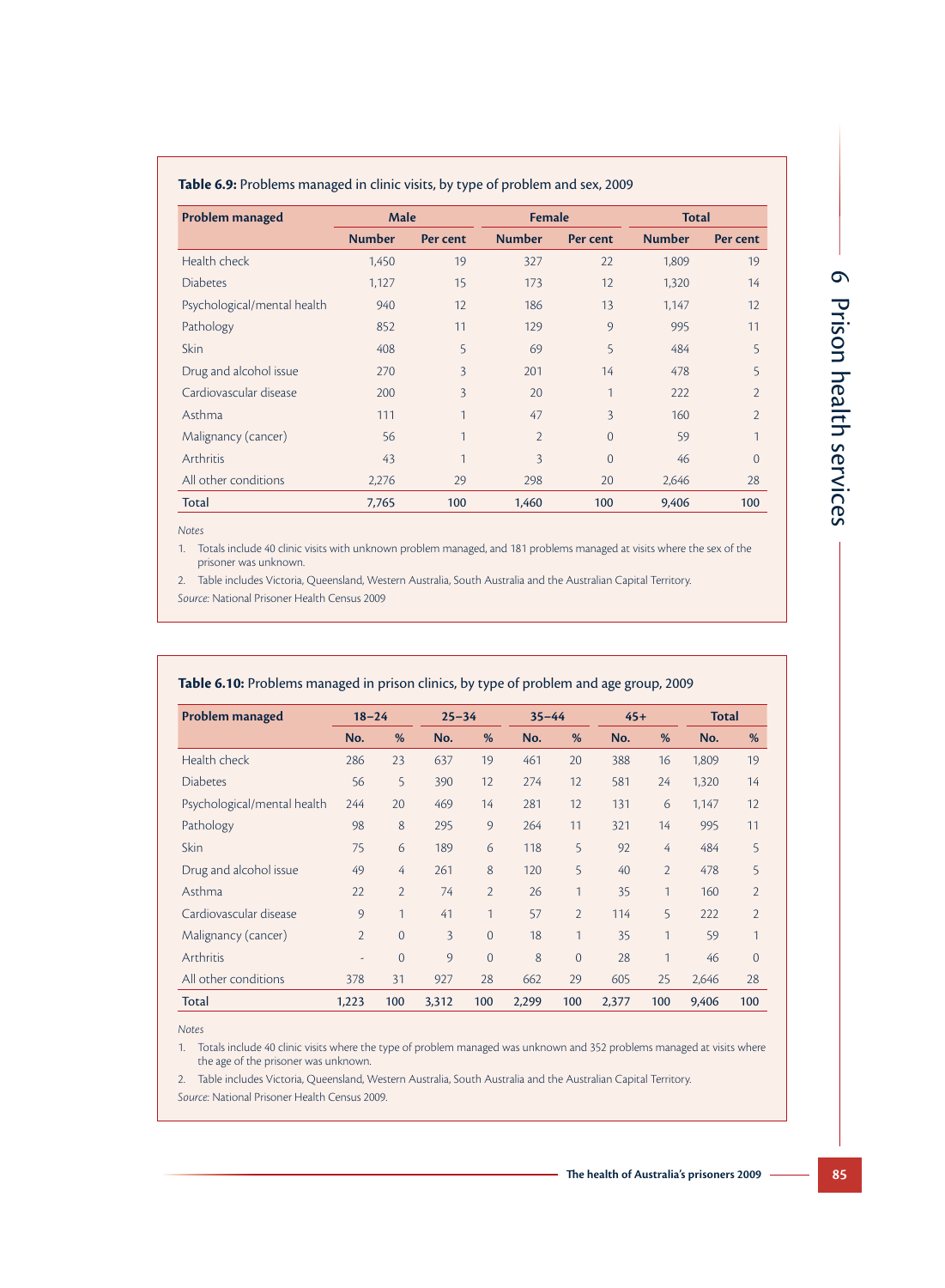**Table 6.9:** Problems managed in clinic visits, by type of problem and sex, 2009

| Problem managed | Male | | Female | | Total | |
|---|---|---|---|---|---|---|
| | Number | Per cent | Number | Per cent | Number | Per cent |
| Health check | 1,450 | 19 | 327 | 22 | 1,809 | 19 |
| Diabetes | 1,127 | 15 | 173 | 12 | 1,320 | 14 |
| Psychological/mental health | 940 | 12 | 186 | 13 | 1,147 | 12 |
| Pathology | 852 | 11 | 129 | 9 | 995 | 11 |
| Skin | 408 | 5 | 69 | 5 | 484 | 5 |
| Drug and alcohol issue | 270 | 3 | 201 | 14 | 478 | 5 |
| Cardiovascular disease | 200 | 3 | 20 | 1 | 222 | 2 |
| Asthma | 111 | 1 | 47 | 3 | 160 | 2 |
| Malignancy (cancer) | 56 | 1 | 2 | 0 | 59 | 1 |
| Arthritis | 43 | 1 | 3 | 0 | 46 | 0 |
| All other conditions | 2,276 | 29 | 298 | 20 | 2,646 | 28 |
| **Total** | **7,765** | **100** | **1,460** | **100** | **9,406** | **100** |

*Notes*

1. Totals include 40 clinic visits with unknown problem managed, and 181 problems managed at visits where the sex of the prisoner was unknown.
2. Table includes Victoria, Queensland, Western Australia, South Australia and the Australian Capital Territory.

*Source:* National Prisoner Health Census 2009

**Table 6.10:** Problems managed in prison clinics, by type of problem and age group, 2009

| Problem managed | 18–24 | | 25–34 | | 35–44 | | 45+ | | Total | |
|---|---|---|---|---|---|---|---|---|---|---|
| | No. | % | No. | % | No. | % | No. | % | No. | % |
| Health check | 286 | 23 | 637 | 19 | 461 | 20 | 388 | 16 | 1,809 | 19 |
| Diabetes | 56 | 5 | 390 | 12 | 274 | 12 | 581 | 24 | 1,320 | 14 |
| Psychological/mental health | 244 | 20 | 469 | 14 | 281 | 12 | 131 | 6 | 1,147 | 12 |
| Pathology | 98 | 8 | 295 | 9 | 264 | 11 | 321 | 14 | 995 | 11 |
| Skin | 75 | 6 | 189 | 6 | 118 | 5 | 92 | 4 | 484 | 5 |
| Drug and alcohol issue | 49 | 4 | 261 | 8 | 120 | 5 | 40 | 2 | 478 | 5 |
| Asthma | 22 | 2 | 74 | 2 | 26 | 1 | 35 | 1 | 160 | 2 |
| Cardiovascular disease | 9 | 1 | 41 | 1 | 57 | 2 | 114 | 5 | 222 | 2 |
| Malignancy (cancer) | 2 | 0 | 3 | 0 | 18 | 1 | 35 | 1 | 59 | 1 |
| Arthritis | - | 0 | 9 | 0 | 8 | 0 | 28 | 1 | 46 | 0 |
| All other conditions | 378 | 31 | 927 | 28 | 662 | 29 | 605 | 25 | 2,646 | 28 |
| **Total** | **1,223** | **100** | **3,312** | **100** | **2,299** | **100** | **2,377** | **100** | **9,406** | **100** |

*Notes*

1. Totals include 40 clinic visits where the type of problem managed was unknown and 352 problems managed at visits where the age of the prisoner was unknown.
2. Table includes Victoria, Queensland, Western Australia, South Australia and the Australian Capital Territory.

*Source:* National Prisoner Health Census 2009.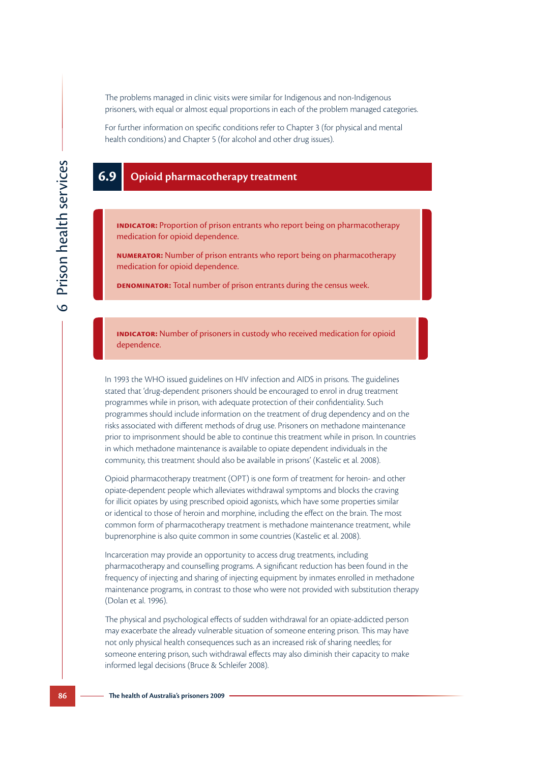The problems managed in clinic visits were similar for Indigenous and non-Indigenous prisoners, with equal or almost equal proportions in each of the problem managed categories.

For further information on specific conditions refer to Chapter 3 (for physical and mental health conditions) and Chapter 5 (for alcohol and other drug issues).

## 6.9 Opioid pharmacotherapy treatment

**INDICATOR:** Proportion of prison entrants who report being on pharmacotherapy medication for opioid dependence.

**NUMERATOR:** Number of prison entrants who report being on pharmacotherapy medication for opioid dependence.

**DENOMINATOR:** Total number of prison entrants during the census week.

**INDICATOR:** Number of prisoners in custody who received medication for opioid dependence.

In 1993 the WHO issued guidelines on HIV infection and AIDS in prisons. The guidelines stated that 'drug-dependent prisoners should be encouraged to enrol in drug treatment programmes while in prison, with adequate protection of their confidentiality. Such programmes should include information on the treatment of drug dependency and on the risks associated with different methods of drug use. Prisoners on methadone maintenance prior to imprisonment should be able to continue this treatment while in prison. In countries in which methadone maintenance is available to opiate dependent individuals in the community, this treatment should also be available in prisons' (Kastelic et al. 2008).

Opioid pharmacotherapy treatment (OPT) is one form of treatment for heroin- and other opiate-dependent people which alleviates withdrawal symptoms and blocks the craving for illicit opiates by using prescribed opioid agonists, which have some properties similar or identical to those of heroin and morphine, including the effect on the brain. The most common form of pharmacotherapy treatment is methadone maintenance treatment, while buprenorphine is also quite common in some countries (Kastelic et al. 2008).

Incarceration may provide an opportunity to access drug treatments, including pharmacotherapy and counselling programs. A significant reduction has been found in the frequency of injecting and sharing of injecting equipment by inmates enrolled in methadone maintenance programs, in contrast to those who were not provided with substitution therapy (Dolan et al. 1996).

The physical and psychological effects of sudden withdrawal for an opiate-addicted person may exacerbate the already vulnerable situation of someone entering prison. This may have not only physical health consequences such as an increased risk of sharing needles; for someone entering prison, such withdrawal effects may also diminish their capacity to make informed legal decisions (Bruce & Schleifer 2008).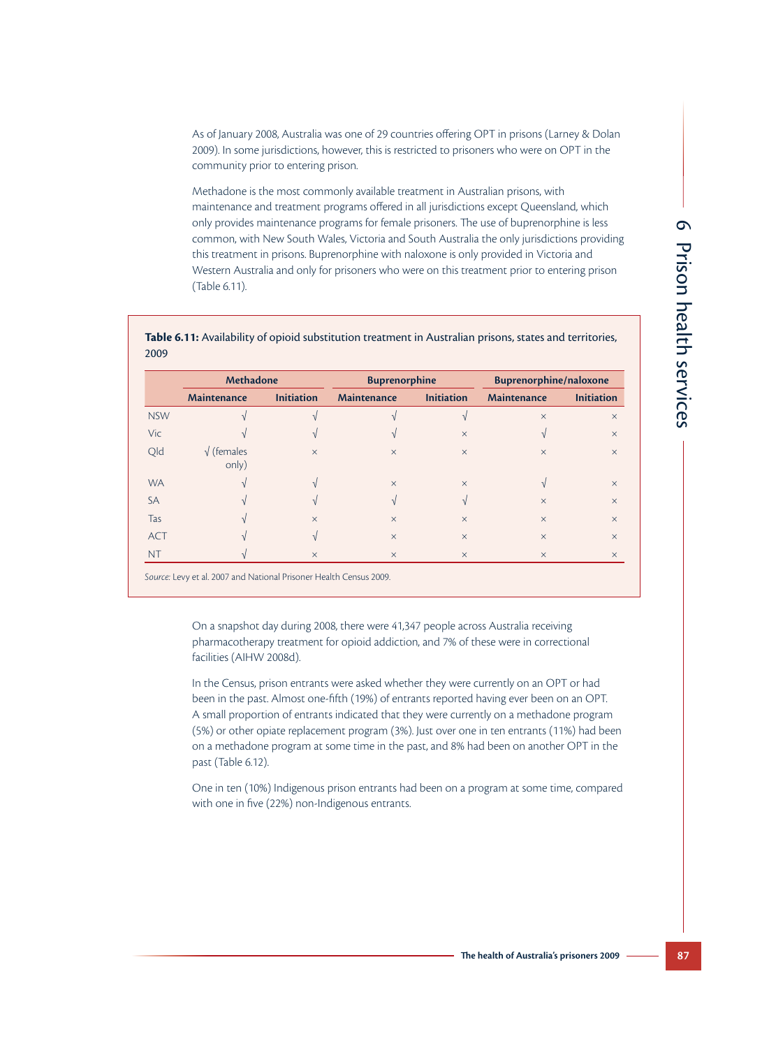As of January 2008, Australia was one of 29 countries offering OPT in prisons (Larney & Dolan 2009). In some jurisdictions, however, this is restricted to prisoners who were on OPT in the community prior to entering prison.

Methadone is the most commonly available treatment in Australian prisons, with maintenance and treatment programs offered in all jurisdictions except Queensland, which only provides maintenance programs for female prisoners. The use of buprenorphine is less common, with New South Wales, Victoria and South Australia the only jurisdictions providing this treatment in prisons. Buprenorphine with naloxone is only provided in Victoria and Western Australia and only for prisoners who were on this treatment prior to entering prison (Table 6.11).

**Table 6.11:** Availability of opioid substitution treatment in Australian prisons, states and territories, 2009

| | Methadone | | Buprenorphine | | Buprenorphine/naloxone | |
|---|---|---|---|---|---|---|
| | Maintenance | Initiation | Maintenance | Initiation | Maintenance | Initiation |
| NSW | √ | √ | √ | √ | × | × |
| Vic | √ | √ | √ | × | √ | × |
| Qld | √ (females only) | × | × | × | × | × |
| WA | √ | √ | × | × | √ | × |
| SA | √ | √ | √ | √ | × | × |
| Tas | √ | × | × | × | × | × |
| ACT | √ | √ | × | × | × | × |
| NT | √ | × | × | × | × | × |

*Source:* Levy et al. 2007 and National Prisoner Health Census 2009.

On a snapshot day during 2008, there were 41,347 people across Australia receiving pharmacotherapy treatment for opioid addiction, and 7% of these were in correctional facilities (AIHW 2008d).

In the Census, prison entrants were asked whether they were currently on an OPT or had been in the past. Almost one-fifth (19%) of entrants reported having ever been on an OPT. A small proportion of entrants indicated that they were currently on a methadone program (5%) or other opiate replacement program (3%). Just over one in ten entrants (11%) had been on a methadone program at some time in the past, and 8% had been on another OPT in the past (Table 6.12).

One in ten (10%) Indigenous prison entrants had been on a program at some time, compared with one in five (22%) non-Indigenous entrants.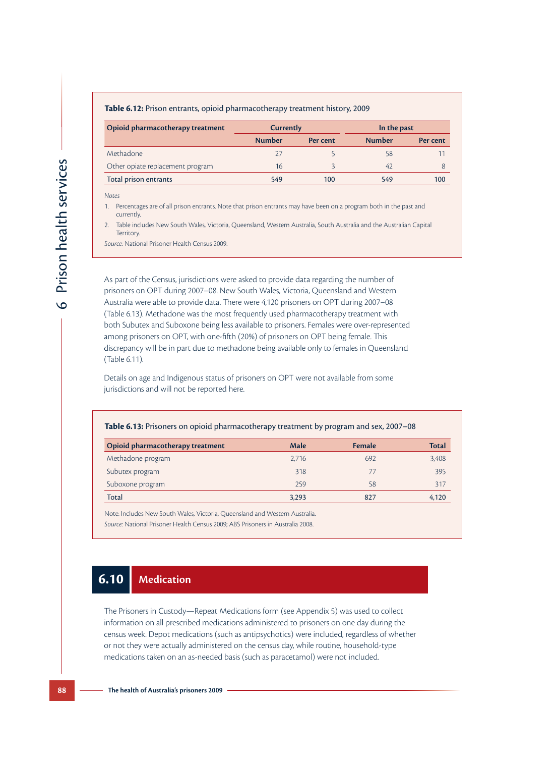**Table 6.12:** Prison entrants, opioid pharmacotherapy treatment history, 2009

| Opioid pharmacotherapy treatment | Currently | | In the past | |
|---|---|---|---|---|
| | Number | Per cent | Number | Per cent |
| Methadone | 27 | 5 | 58 | 11 |
| Other opiate replacement program | 16 | 3 | 42 | 8 |
| Total prison entrants | 549 | 100 | 549 | 100 |

*Notes*

1. Percentages are of all prison entrants. Note that prison entrants may have been on a program both in the past and currently.
2. Table includes New South Wales, Victoria, Queensland, Western Australia, South Australia and the Australian Capital Territory.

*Source:* National Prisoner Health Census 2009.

As part of the Census, jurisdictions were asked to provide data regarding the number of prisoners on OPT during 2007–08. New South Wales, Victoria, Queensland and Western Australia were able to provide data. There were 4,120 prisoners on OPT during 2007–08 (Table 6.13). Methadone was the most frequently used pharmacotherapy treatment with both Subutex and Suboxone being less available to prisoners. Females were over-represented among prisoners on OPT, with one-fifth (20%) of prisoners on OPT being female. This discrepancy will be in part due to methadone being available only to females in Queensland (Table 6.11).

Details on age and Indigenous status of prisoners on OPT were not available from some jurisdictions and will not be reported here.

**Table 6.13:** Prisoners on opioid pharmacotherapy treatment by program and sex, 2007–08

| Opioid pharmacotherapy treatment | Male | Female | Total |
|---|---|---|---|
| Methadone program | 2,716 | 692 | 3,408 |
| Subutex program | 318 | 77 | 395 |
| Suboxone program | 259 | 58 | 317 |
| Total | 3,293 | 827 | 4,120 |

Note: Includes New South Wales, Victoria, Queensland and Western Australia.

*Source:* National Prisoner Health Census 2009; ABS Prisoners in Australia 2008.

## 6.10 Medication

The Prisoners in Custody—Repeat Medications form (see Appendix 5) was used to collect information on all prescribed medications administered to prisoners on one day during the census week. Depot medications (such as antipsychotics) were included, regardless of whether or not they were actually administered on the census day, while routine, household-type medications taken on an as-needed basis (such as paracetamol) were not included.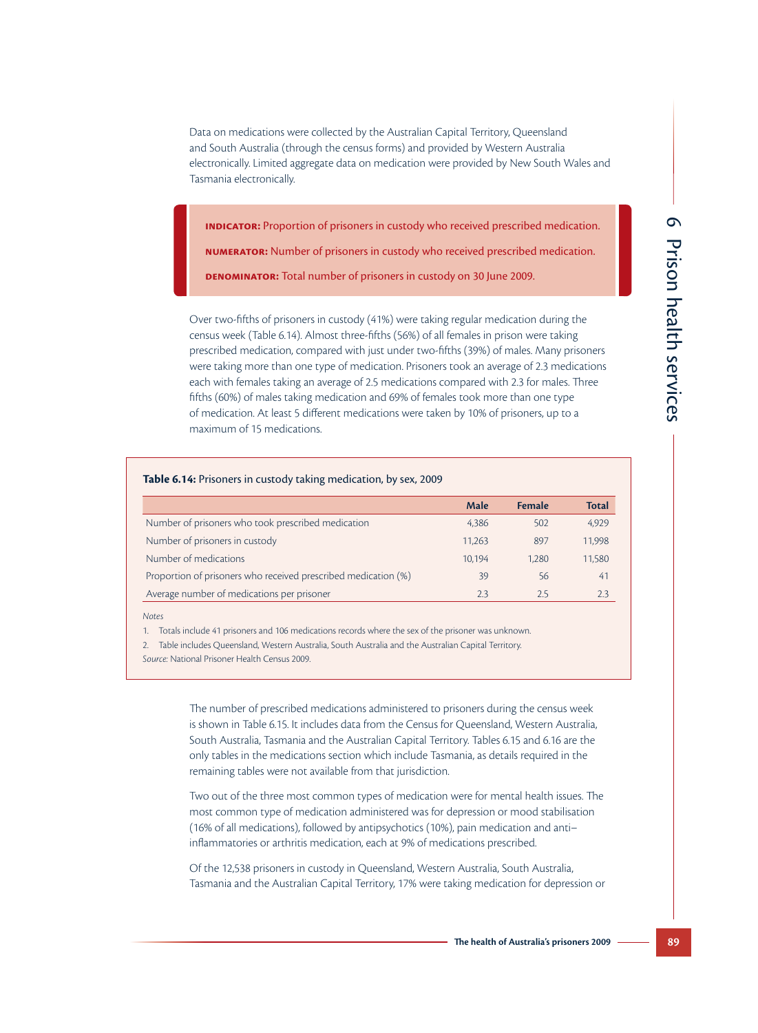Data on medications were collected by the Australian Capital Territory, Queensland and South Australia (through the census forms) and provided by Western Australia electronically. Limited aggregate data on medication were provided by New South Wales and Tasmania electronically.

> **INDICATOR:** Proportion of prisoners in custody who received prescribed medication.
>
> **NUMERATOR:** Number of prisoners in custody who received prescribed medication.
>
> **DENOMINATOR:** Total number of prisoners in custody on 30 June 2009.

Over two-fifths of prisoners in custody (41%) were taking regular medication during the census week (Table 6.14). Almost three-fifths (56%) of all females in prison were taking prescribed medication, compared with just under two-fifths (39%) of males. Many prisoners were taking more than one type of medication. Prisoners took an average of 2.3 medications each with females taking an average of 2.5 medications compared with 2.3 for males. Three fifths (60%) of males taking medication and 69% of females took more than one type of medication. At least 5 different medications were taken by 10% of prisoners, up to a maximum of 15 medications.

**Table 6.14:** Prisoners in custody taking medication, by sex, 2009

| | Male | Female | Total |
|---|---|---|---|
| Number of prisoners who took prescribed medication | 4,386 | 502 | 4,929 |
| Number of prisoners in custody | 11,263 | 897 | 11,998 |
| Number of medications | 10,194 | 1,280 | 11,580 |
| Proportion of prisoners who received prescribed medication (%) | 39 | 56 | 41 |
| Average number of medications per prisoner | 2.3 | 2.5 | 2.3 |

*Notes*

1. Totals include 41 prisoners and 106 medications records where the sex of the prisoner was unknown.
2. Table includes Queensland, Western Australia, South Australia and the Australian Capital Territory.

*Source:* National Prisoner Health Census 2009.

The number of prescribed medications administered to prisoners during the census week is shown in Table 6.15. It includes data from the Census for Queensland, Western Australia, South Australia, Tasmania and the Australian Capital Territory. Tables 6.15 and 6.16 are the only tables in the medications section which include Tasmania, as details required in the remaining tables were not available from that jurisdiction.

Two out of the three most common types of medication were for mental health issues. The most common type of medication administered was for depression or mood stabilisation (16% of all medications), followed by antipsychotics (10%), pain medication and anti–inflammatories or arthritis medication, each at 9% of medications prescribed.

Of the 12,538 prisoners in custody in Queensland, Western Australia, South Australia, Tasmania and the Australian Capital Territory, 17% were taking medication for depression or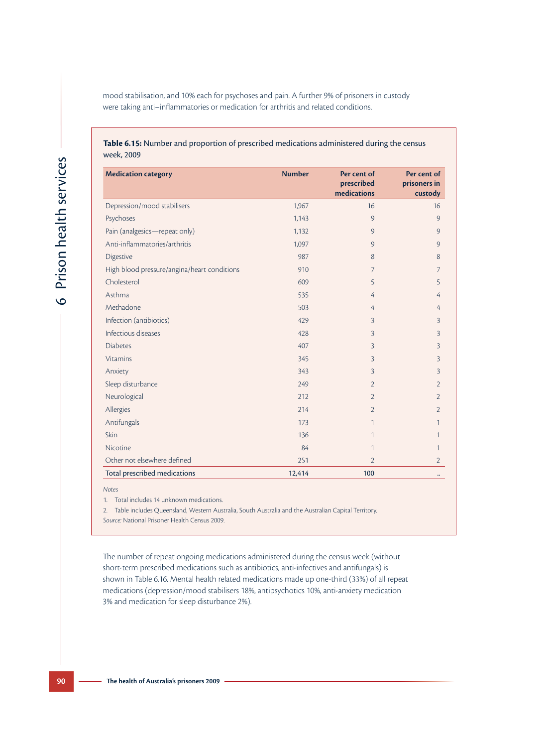mood stabilisation, and 10% each for psychoses and pain. A further 9% of prisoners in custody were taking anti–inflammatories or medication for arthritis and related conditions.

**Table 6.15:** Number and proportion of prescribed medications administered during the census week, 2009

| Medication category | Number | Per cent of prescribed medications | Per cent of prisoners in custody |
|---|---|---|---|
| Depression/mood stabilisers | 1,967 | 16 | 16 |
| Psychoses | 1,143 | 9 | 9 |
| Pain (analgesics—repeat only) | 1,132 | 9 | 9 |
| Anti-inflammatories/arthritis | 1,097 | 9 | 9 |
| Digestive | 987 | 8 | 8 |
| High blood pressure/angina/heart conditions | 910 | 7 | 7 |
| Cholesterol | 609 | 5 | 5 |
| Asthma | 535 | 4 | 4 |
| Methadone | 503 | 4 | 4 |
| Infection (antibiotics) | 429 | 3 | 3 |
| Infectious diseases | 428 | 3 | 3 |
| Diabetes | 407 | 3 | 3 |
| Vitamins | 345 | 3 | 3 |
| Anxiety | 343 | 3 | 3 |
| Sleep disturbance | 249 | 2 | 2 |
| Neurological | 212 | 2 | 2 |
| Allergies | 214 | 2 | 2 |
| Antifungals | 173 | 1 | 1 |
| Skin | 136 | 1 | 1 |
| Nicotine | 84 | 1 | 1 |
| Other not elsewhere defined | 251 | 2 | 2 |
| **Total prescribed medications** | **12,414** | **100** | .. |

*Notes*

1. Total includes 14 unknown medications.
2. Table includes Queensland, Western Australia, South Australia and the Australian Capital Territory.

*Source:* National Prisoner Health Census 2009.

The number of repeat ongoing medications administered during the census week (without short-term prescribed medications such as antibiotics, anti-infectives and antifungals) is shown in Table 6.16. Mental health related medications made up one-third (33%) of all repeat medications (depression/mood stabilisers 18%, antipsychotics 10%, anti-anxiety medication 3% and medication for sleep disturbance 2%).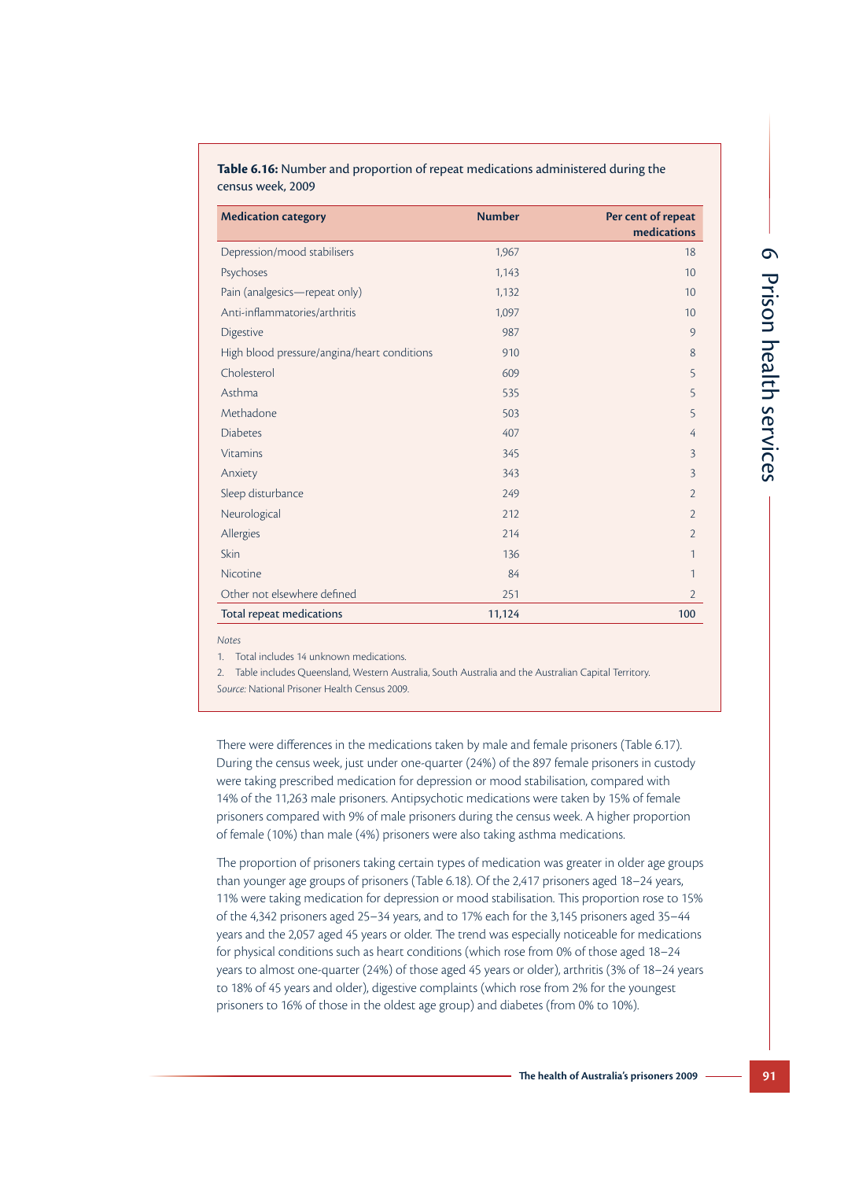**Table 6.16:** Number and proportion of repeat medications administered during the census week, 2009

| Medication category | Number | Per cent of repeat medications |
|---|---|---|
| Depression/mood stabilisers | 1,967 | 18 |
| Psychoses | 1,143 | 10 |
| Pain (analgesics—repeat only) | 1,132 | 10 |
| Anti-inflammatories/arthritis | 1,097 | 10 |
| Digestive | 987 | 9 |
| High blood pressure/angina/heart conditions | 910 | 8 |
| Cholesterol | 609 | 5 |
| Asthma | 535 | 5 |
| Methadone | 503 | 5 |
| Diabetes | 407 | 4 |
| Vitamins | 345 | 3 |
| Anxiety | 343 | 3 |
| Sleep disturbance | 249 | 2 |
| Neurological | 212 | 2 |
| Allergies | 214 | 2 |
| Skin | 136 | 1 |
| Nicotine | 84 | 1 |
| Other not elsewhere defined | 251 | 2 |
| **Total repeat medications** | **11,124** | **100** |

*Notes*

1. Total includes 14 unknown medications.
2. Table includes Queensland, Western Australia, South Australia and the Australian Capital Territory.

*Source:* National Prisoner Health Census 2009.

There were differences in the medications taken by male and female prisoners (Table 6.17). During the census week, just under one-quarter (24%) of the 897 female prisoners in custody were taking prescribed medication for depression or mood stabilisation, compared with 14% of the 11,263 male prisoners. Antipsychotic medications were taken by 15% of female prisoners compared with 9% of male prisoners during the census week. A higher proportion of female (10%) than male (4%) prisoners were also taking asthma medications.

The proportion of prisoners taking certain types of medication was greater in older age groups than younger age groups of prisoners (Table 6.18). Of the 2,417 prisoners aged 18–24 years, 11% were taking medication for depression or mood stabilisation. This proportion rose to 15% of the 4,342 prisoners aged 25–34 years, and to 17% each for the 3,145 prisoners aged 35–44 years and the 2,057 aged 45 years or older. The trend was especially noticeable for medications for physical conditions such as heart conditions (which rose from 0% of those aged 18–24 years to almost one-quarter (24%) of those aged 45 years or older), arthritis (3% of 18–24 years to 18% of 45 years and older), digestive complaints (which rose from 2% for the youngest prisoners to 16% of those in the oldest age group) and diabetes (from 0% to 10%).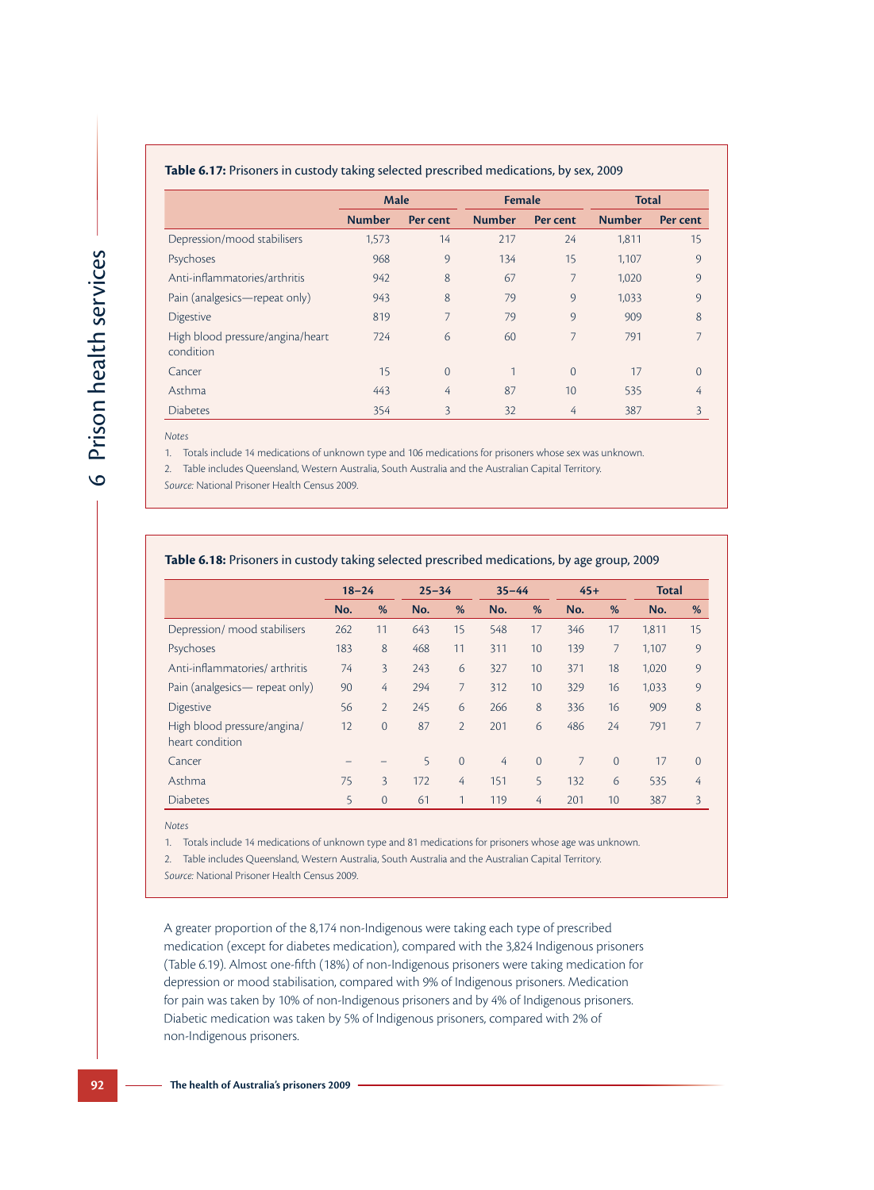**Table 6.17:** Prisoners in custody taking selected prescribed medications, by sex, 2009

| | Male | | Female | | Total | |
|---|---|---|---|---|---|---|
| | Number | Per cent | Number | Per cent | Number | Per cent |
| Depression/mood stabilisers | 1,573 | 14 | 217 | 24 | 1,811 | 15 |
| Psychoses | 968 | 9 | 134 | 15 | 1,107 | 9 |
| Anti-inflammatories/arthritis | 942 | 8 | 67 | 7 | 1,020 | 9 |
| Pain (analgesics—repeat only) | 943 | 8 | 79 | 9 | 1,033 | 9 |
| Digestive | 819 | 7 | 79 | 9 | 909 | 8 |
| High blood pressure/angina/heart condition | 724 | 6 | 60 | 7 | 791 | 7 |
| Cancer | 15 | 0 | 1 | 0 | 17 | 0 |
| Asthma | 443 | 4 | 87 | 10 | 535 | 4 |
| Diabetes | 354 | 3 | 32 | 4 | 387 | 3 |

*Notes*

1. Totals include 14 medications of unknown type and 106 medications for prisoners whose sex was unknown.
2. Table includes Queensland, Western Australia, South Australia and the Australian Capital Territory.

*Source:* National Prisoner Health Census 2009.

**Table 6.18:** Prisoners in custody taking selected prescribed medications, by age group, 2009

| | 18–24 | | 25–34 | | 35–44 | | 45+ | | Total | |
|---|---|---|---|---|---|---|---|---|---|---|
| | No. | % | No. | % | No. | % | No. | % | No. | % |
| Depression/ mood stabilisers | 262 | 11 | 643 | 15 | 548 | 17 | 346 | 17 | 1,811 | 15 |
| Psychoses | 183 | 8 | 468 | 11 | 311 | 10 | 139 | 7 | 1,107 | 9 |
| Anti-inflammatories/ arthritis | 74 | 3 | 243 | 6 | 327 | 10 | 371 | 18 | 1,020 | 9 |
| Pain (analgesics— repeat only) | 90 | 4 | 294 | 7 | 312 | 10 | 329 | 16 | 1,033 | 9 |
| Digestive | 56 | 2 | 245 | 6 | 266 | 8 | 336 | 16 | 909 | 8 |
| High blood pressure/angina/ heart condition | 12 | 0 | 87 | 2 | 201 | 6 | 486 | 24 | 791 | 7 |
| Cancer | – | – | 5 | 0 | 4 | 0 | 7 | 0 | 17 | 0 |
| Asthma | 75 | 3 | 172 | 4 | 151 | 5 | 132 | 6 | 535 | 4 |
| Diabetes | 5 | 0 | 61 | 1 | 119 | 4 | 201 | 10 | 387 | 3 |

*Notes*

1. Totals include 14 medications of unknown type and 81 medications for prisoners whose age was unknown.
2. Table includes Queensland, Western Australia, South Australia and the Australian Capital Territory.

*Source:* National Prisoner Health Census 2009.

A greater proportion of the 8,174 non-Indigenous were taking each type of prescribed medication (except for diabetes medication), compared with the 3,824 Indigenous prisoners (Table 6.19). Almost one-fifth (18%) of non-Indigenous prisoners were taking medication for depression or mood stabilisation, compared with 9% of Indigenous prisoners. Medication for pain was taken by 10% of non-Indigenous prisoners and by 4% of Indigenous prisoners. Diabetic medication was taken by 5% of Indigenous prisoners, compared with 2% of non-Indigenous prisoners.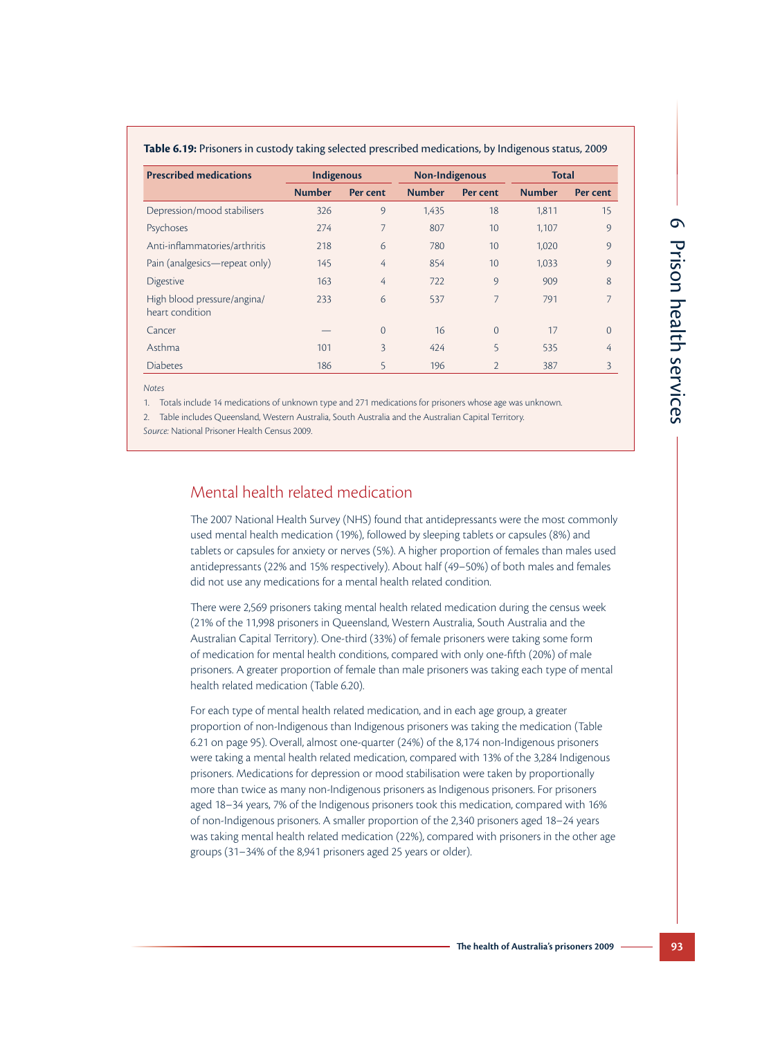**Table 6.19:** Prisoners in custody taking selected prescribed medications, by Indigenous status, 2009

| Prescribed medications | Indigenous | | Non-Indigenous | | Total | |
|---|---|---|---|---|---|---|
| | Number | Per cent | Number | Per cent | Number | Per cent |
| Depression/mood stabilisers | 326 | 9 | 1,435 | 18 | 1,811 | 15 |
| Psychoses | 274 | 7 | 807 | 10 | 1,107 | 9 |
| Anti-inflammatories/arthritis | 218 | 6 | 780 | 10 | 1,020 | 9 |
| Pain (analgesics—repeat only) | 145 | 4 | 854 | 10 | 1,033 | 9 |
| Digestive | 163 | 4 | 722 | 9 | 909 | 8 |
| High blood pressure/angina/ heart condition | 233 | 6 | 537 | 7 | 791 | 7 |
| Cancer | — | 0 | 16 | 0 | 17 | 0 |
| Asthma | 101 | 3 | 424 | 5 | 535 | 4 |
| Diabetes | 186 | 5 | 196 | 2 | 387 | 3 |

*Notes*

1. Totals include 14 medications of unknown type and 271 medications for prisoners whose age was unknown.
2. Table includes Queensland, Western Australia, South Australia and the Australian Capital Territory.

*Source:* National Prisoner Health Census 2009.

## Mental health related medication

The 2007 National Health Survey (NHS) found that antidepressants were the most commonly used mental health medication (19%), followed by sleeping tablets or capsules (8%) and tablets or capsules for anxiety or nerves (5%). A higher proportion of females than males used antidepressants (22% and 15% respectively). About half (49–50%) of both males and females did not use any medications for a mental health related condition.

There were 2,569 prisoners taking mental health related medication during the census week (21% of the 11,998 prisoners in Queensland, Western Australia, South Australia and the Australian Capital Territory). One-third (33%) of female prisoners were taking some form of medication for mental health conditions, compared with only one-fifth (20%) of male prisoners. A greater proportion of female than male prisoners was taking each type of mental health related medication (Table 6.20).

For each type of mental health related medication, and in each age group, a greater proportion of non-Indigenous than Indigenous prisoners was taking the medication (Table 6.21 on page 95). Overall, almost one-quarter (24%) of the 8,174 non-Indigenous prisoners were taking a mental health related medication, compared with 13% of the 3,284 Indigenous prisoners. Medications for depression or mood stabilisation were taken by proportionally more than twice as many non-Indigenous prisoners as Indigenous prisoners. For prisoners aged 18–34 years, 7% of the Indigenous prisoners took this medication, compared with 16% of non-Indigenous prisoners. A smaller proportion of the 2,340 prisoners aged 18–24 years was taking mental health related medication (22%), compared with prisoners in the other age groups (31–34% of the 8,941 prisoners aged 25 years or older).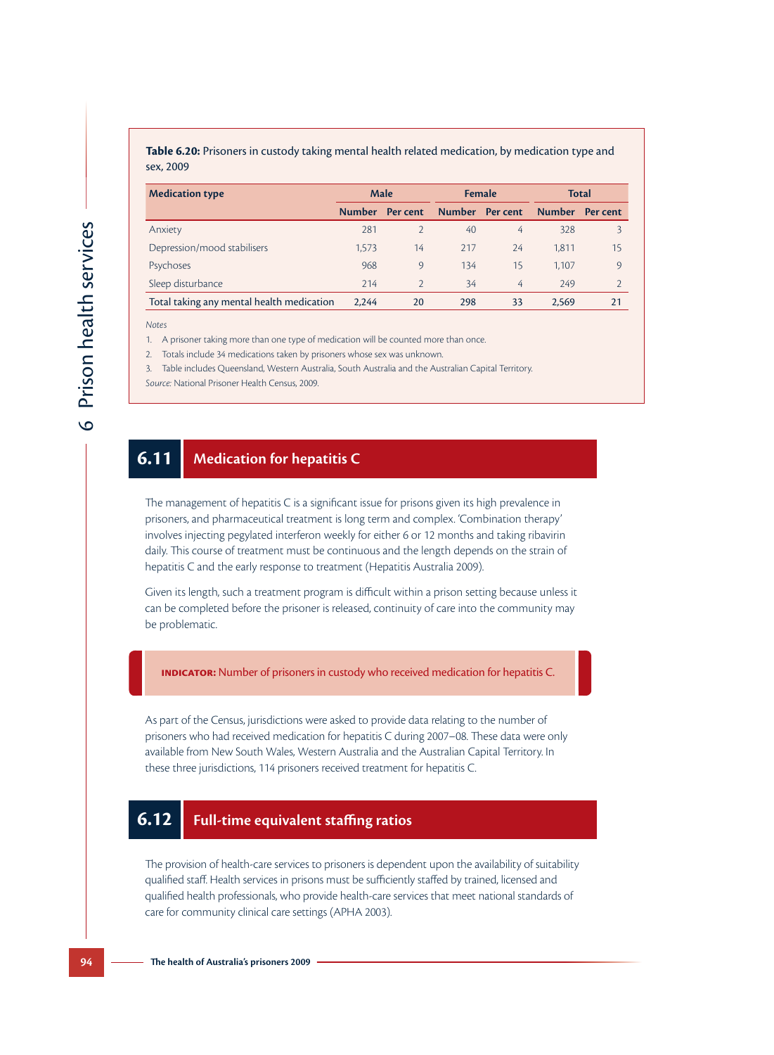**Table 6.20:** Prisoners in custody taking mental health related medication, by medication type and sex, 2009

| Medication type | Male | | Female | | Total | |
|---|---|---|---|---|---|---|
| | Number | Per cent | Number | Per cent | Number | Per cent |
| Anxiety | 281 | 2 | 40 | 4 | 328 | 3 |
| Depression/mood stabilisers | 1,573 | 14 | 217 | 24 | 1,811 | 15 |
| Psychoses | 968 | 9 | 134 | 15 | 1,107 | 9 |
| Sleep disturbance | 214 | 2 | 34 | 4 | 249 | 2 |
| **Total taking any mental health medication** | **2,244** | **20** | **298** | **33** | **2,569** | **21** |

*Notes*

1. A prisoner taking more than one type of medication will be counted more than once.
2. Totals include 34 medications taken by prisoners whose sex was unknown.
3. Table includes Queensland, Western Australia, South Australia and the Australian Capital Territory.

*Source:* National Prisoner Health Census, 2009.

## 6.11 Medication for hepatitis C

The management of hepatitis C is a significant issue for prisons given its high prevalence in prisoners, and pharmaceutical treatment is long term and complex. 'Combination therapy' involves injecting pegylated interferon weekly for either 6 or 12 months and taking ribavirin daily. This course of treatment must be continuous and the length depends on the strain of hepatitis C and the early response to treatment (Hepatitis Australia 2009).

Given its length, such a treatment program is difficult within a prison setting because unless it can be completed before the prisoner is released, continuity of care into the community may be problematic.

**INDICATOR:** Number of prisoners in custody who received medication for hepatitis C.

As part of the Census, jurisdictions were asked to provide data relating to the number of prisoners who had received medication for hepatitis C during 2007–08. These data were only available from New South Wales, Western Australia and the Australian Capital Territory. In these three jurisdictions, 114 prisoners received treatment for hepatitis C.

## 6.12 Full-time equivalent staffing ratios

The provision of health-care services to prisoners is dependent upon the availability of suitability qualified staff. Health services in prisons must be sufficiently staffed by trained, licensed and qualified health professionals, who provide health-care services that meet national standards of care for community clinical care settings (APHA 2003).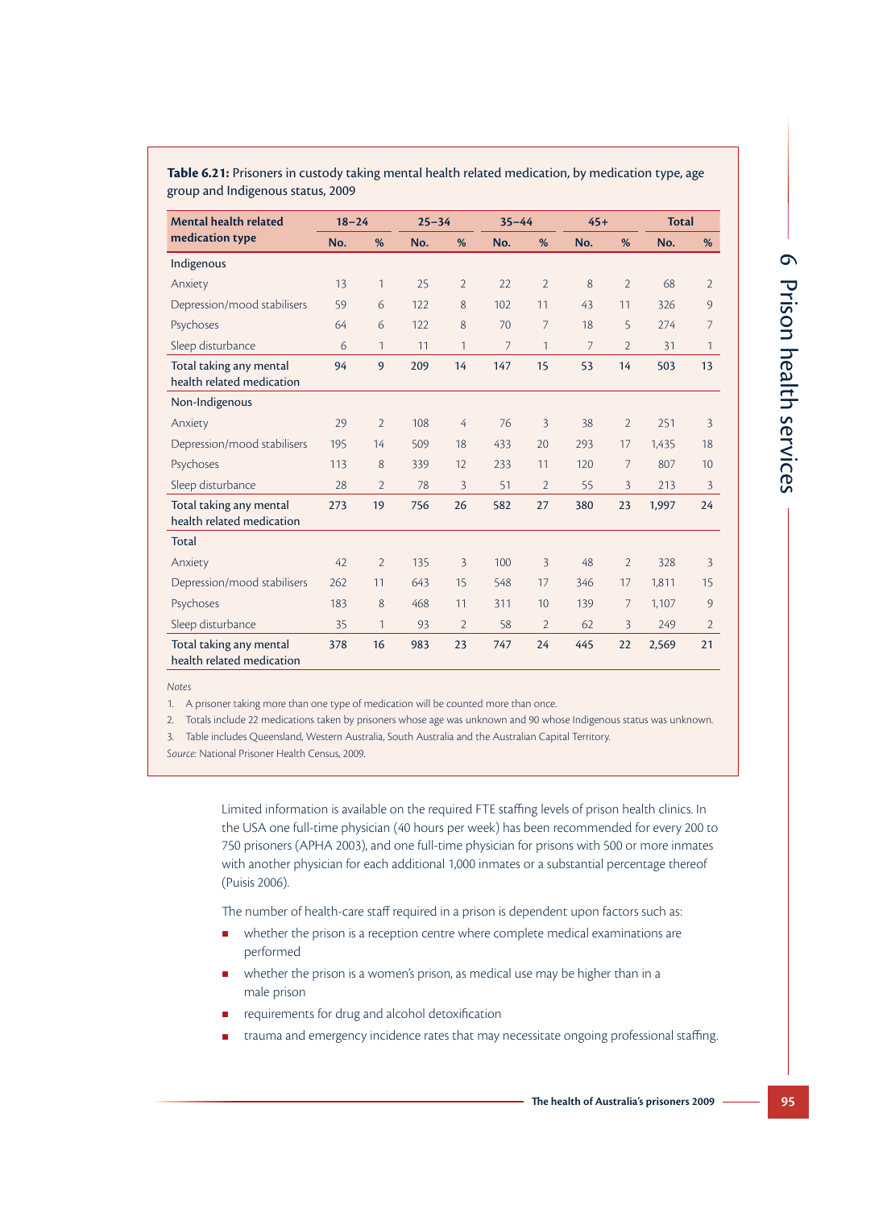**Table 6.21:** Prisoners in custody taking mental health related medication, by medication type, age group and Indigenous status, 2009

| Mental health related medication type | 18–24 | | 25–34 | | 35–44 | | 45+ | | Total | |
|---|---|---|---|---|---|---|---|---|---|---|
| | No. | % | No. | % | No. | % | No. | % | No. | % |
| **Indigenous** | | | | | | | | | | |
| Anxiety | 13 | 1 | 25 | 2 | 22 | 2 | 8 | 2 | 68 | 2 |
| Depression/mood stabilisers | 59 | 6 | 122 | 8 | 102 | 11 | 43 | 11 | 326 | 9 |
| Psychoses | 64 | 6 | 122 | 8 | 70 | 7 | 18 | 5 | 274 | 7 |
| Sleep disturbance | 6 | 1 | 11 | 1 | 7 | 1 | 7 | 2 | 31 | 1 |
| **Total taking any mental health related medication** | **94** | **9** | **209** | **14** | **147** | **15** | **53** | **14** | **503** | **13** |
| **Non-Indigenous** | | | | | | | | | | |
| Anxiety | 29 | 2 | 108 | 4 | 76 | 3 | 38 | 2 | 251 | 3 |
| Depression/mood stabilisers | 195 | 14 | 509 | 18 | 433 | 20 | 293 | 17 | 1,435 | 18 |
| Psychoses | 113 | 8 | 339 | 12 | 233 | 11 | 120 | 7 | 807 | 10 |
| Sleep disturbance | 28 | 2 | 78 | 3 | 51 | 2 | 55 | 3 | 213 | 3 |
| **Total taking any mental health related medication** | **273** | **19** | **756** | **26** | **582** | **27** | **380** | **23** | **1,997** | **24** |
| **Total** | | | | | | | | | | |
| Anxiety | 42 | 2 | 135 | 3 | 100 | 3 | 48 | 2 | 328 | 3 |
| Depression/mood stabilisers | 262 | 11 | 643 | 15 | 548 | 17 | 346 | 17 | 1,811 | 15 |
| Psychoses | 183 | 8 | 468 | 11 | 311 | 10 | 139 | 7 | 1,107 | 9 |
| Sleep disturbance | 35 | 1 | 93 | 2 | 58 | 2 | 62 | 3 | 249 | 2 |
| **Total taking any mental health related medication** | **378** | **16** | **983** | **23** | **747** | **24** | **445** | **22** | **2,569** | **21** |

*Notes*

1. A prisoner taking more than one type of medication will be counted more than once.
2. Totals include 22 medications taken by prisoners whose age was unknown and 90 whose Indigenous status was unknown.
3. Table includes Queensland, Western Australia, South Australia and the Australian Capital Territory.

*Source:* National Prisoner Health Census, 2009.

Limited information is available on the required FTE staffing levels of prison health clinics. In the USA one full-time physician (40 hours per week) has been recommended for every 200 to 750 prisoners (APHA 2003), and one full-time physician for prisons with 500 or more inmates with another physician for each additional 1,000 inmates or a substantial percentage thereof (Puisis 2006).

The number of health-care staff required in a prison is dependent upon factors such as:

- whether the prison is a reception centre where complete medical examinations are performed
- whether the prison is a women's prison, as medical use may be higher than in a male prison
- requirements for drug and alcohol detoxification
- trauma and emergency incidence rates that may necessitate ongoing professional staffing.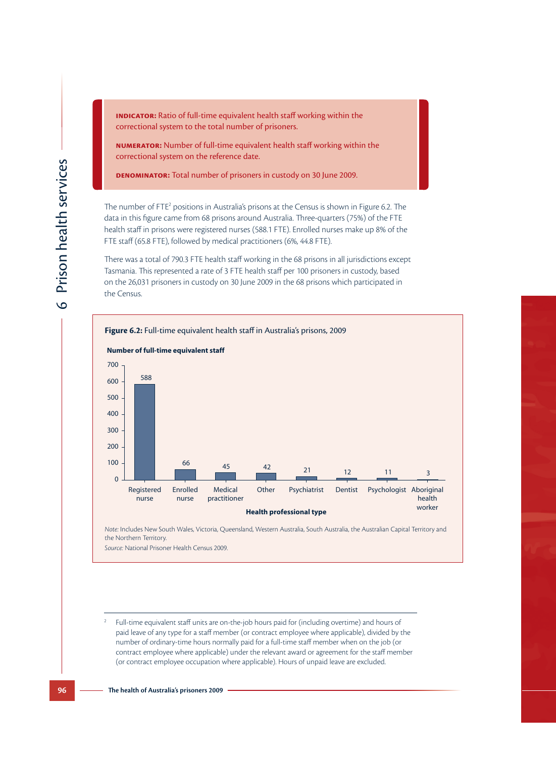**INDICATOR:** Ratio of full-time equivalent health staff working within the correctional system to the total number of prisoners.

**NUMERATOR:** Number of full-time equivalent health staff working within the correctional system on the reference date.

**DENOMINATOR:** Total number of prisoners in custody on 30 June 2009.

The number of FTE[2] positions in Australia's prisons at the Census is shown in Figure 6.2. The data in this figure came from 68 prisons around Australia. Three-quarters (75%) of the FTE health staff in prisons were registered nurses (588.1 FTE). Enrolled nurses make up 8% of the FTE staff (65.8 FTE), followed by medical practitioners (6%, 44.8 FTE).

There was a total of 790.3 FTE health staff working in the 68 prisons in all jurisdictions except Tasmania. This represented a rate of 3 FTE health staff per 100 prisoners in custody, based on the 26,031 prisoners in custody on 30 June 2009 in the 68 prisons which participated in the Census.

**Figure 6.2:** Full-time equivalent health staff in Australia's prisons, 2009

| Health professional type | Number of full-time equivalent staff |
|---|---|
| Registered nurse | 588 |
| Enrolled nurse | 66 |
| Medical practitioner | 45 |
| Other | 42 |
| Psychiatrist | 21 |
| Dentist | 12 |
| Psychologist | 11 |
| Aboriginal health worker | 3 |

*Note:* Includes New South Wales, Victoria, Queensland, Western Australia, South Australia, the Australian Capital Territory and the Northern Territory.

*Source:* National Prisoner Health Census 2009.

[2] Full-time equivalent staff units are on-the-job hours paid for (including overtime) and hours of paid leave of any type for a staff member (or contract employee where applicable), divided by the number of ordinary-time hours normally paid for a full-time staff member when on the job (or contract employee where applicable) under the relevant award or agreement for the staff member (or contract employee occupation where applicable). Hours of unpaid leave are excluded.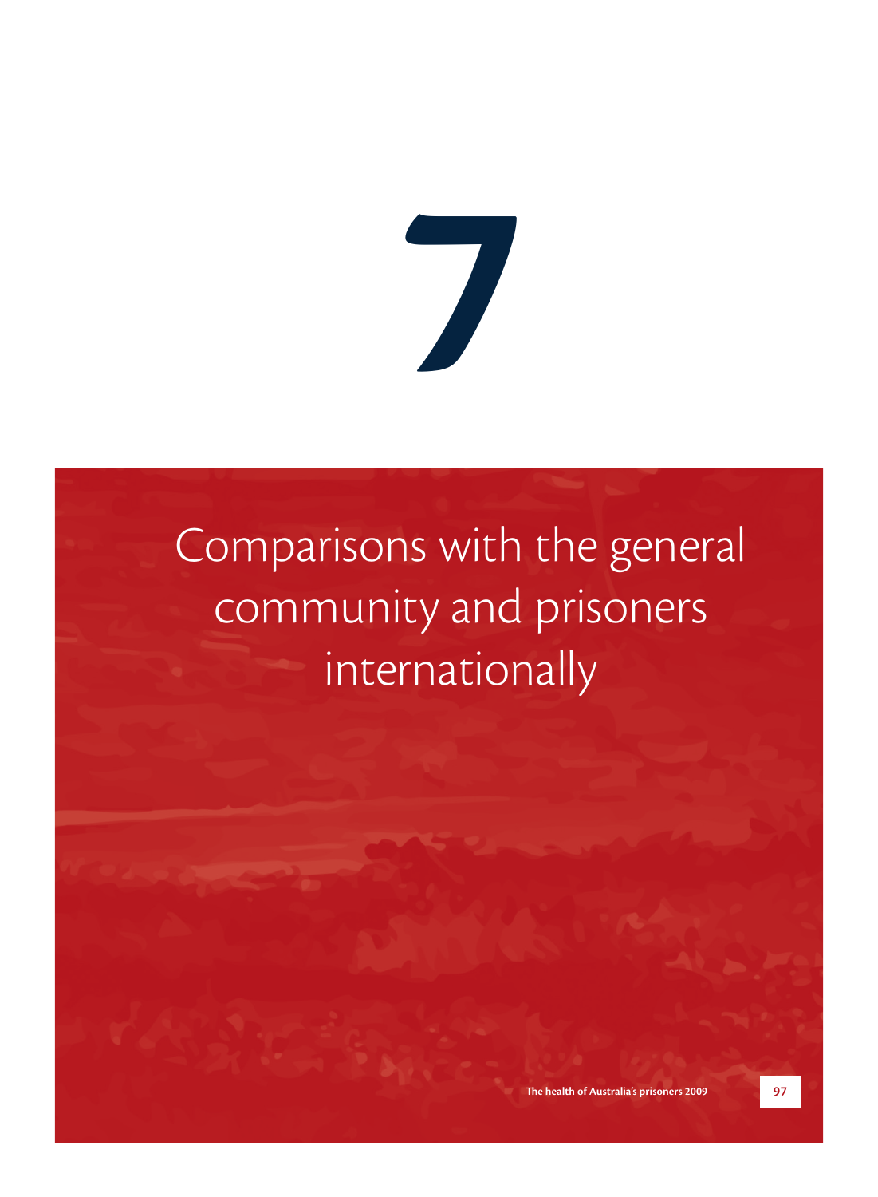# 7

# Comparisons with the general community and prisoners internationally